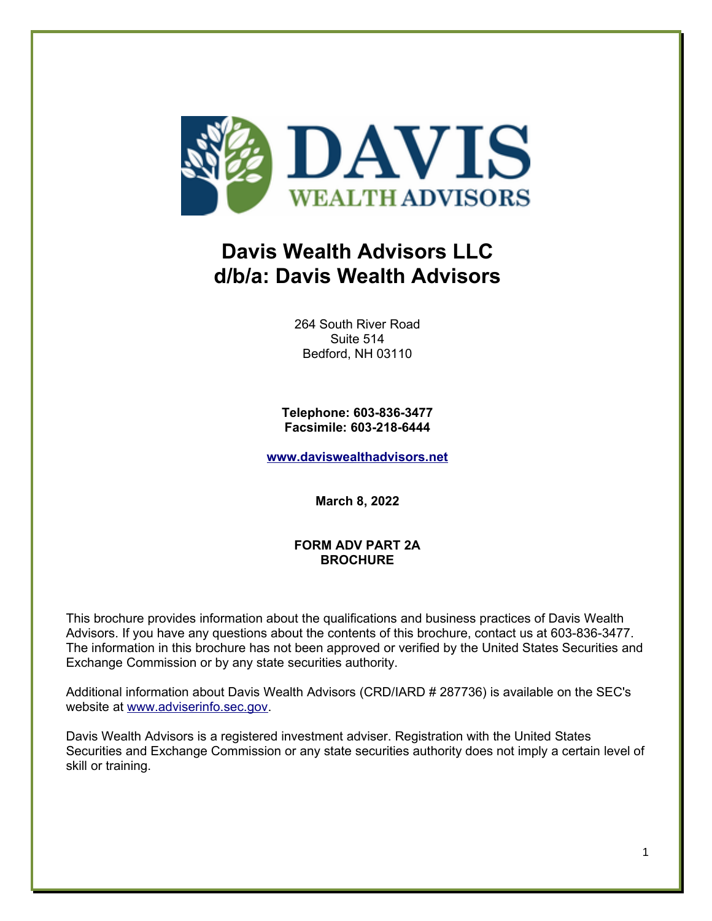# Davis Wealth Advisors LLC
# d/b/a: Davis Wealth Advisors

264 South River Road
Suite 514
Bedford, NH 03110

**Telephone: 603-836-3477**
**Facsimile: 603-218-6444**

**www.daviswealthadvisors.net**

**March 8, 2022**

**FORM ADV PART 2A**
**BROCHURE**

This brochure provides information about the qualifications and business practices of Davis Wealth Advisors. If you have any questions about the contents of this brochure, contact us at 603-836-3477. The information in this brochure has not been approved or verified by the United States Securities and Exchange Commission or by any state securities authority.

Additional information about Davis Wealth Advisors (CRD/IARD # 287736) is available on the SEC's website at www.adviserinfo.sec.gov.

Davis Wealth Advisors is a registered investment adviser. Registration with the United States Securities and Exchange Commission or any state securities authority does not imply a certain level of skill or training.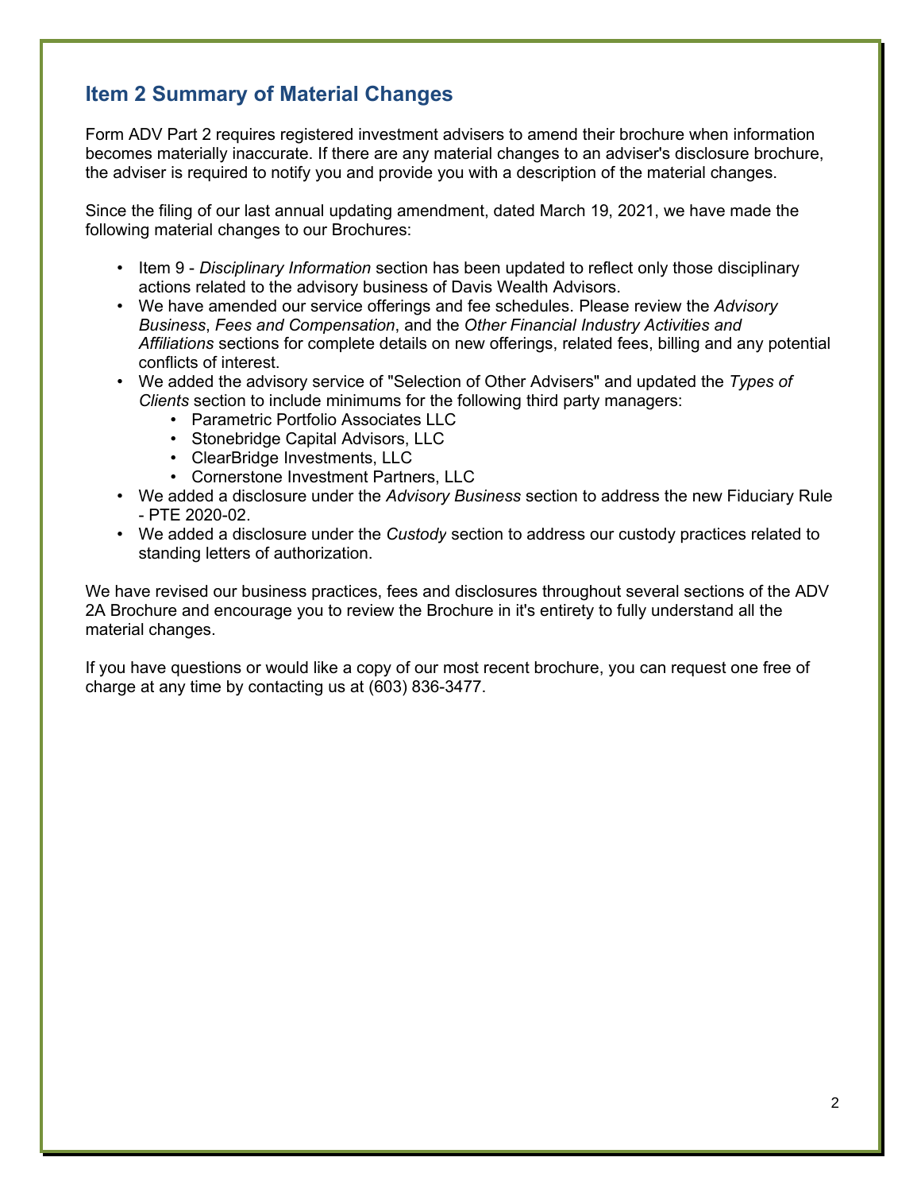## Item 2 Summary of Material Changes

Form ADV Part 2 requires registered investment advisers to amend their brochure when information becomes materially inaccurate. If there are any material changes to an adviser's disclosure brochure, the adviser is required to notify you and provide you with a description of the material changes.

Since the filing of our last annual updating amendment, dated March 19, 2021, we have made the following material changes to our Brochures:

- Item 9 - *Disciplinary Information* section has been updated to reflect only those disciplinary actions related to the advisory business of Davis Wealth Advisors.
- We have amended our service offerings and fee schedules. Please review the *Advisory Business*, *Fees and Compensation*, and the *Other Financial Industry Activities and Affiliations* sections for complete details on new offerings, related fees, billing and any potential conflicts of interest.
- We added the advisory service of "Selection of Other Advisers" and updated the *Types of Clients* section to include minimums for the following third party managers:
  - Parametric Portfolio Associates LLC
  - Stonebridge Capital Advisors, LLC
  - ClearBridge Investments, LLC
  - Cornerstone Investment Partners, LLC
- We added a disclosure under the *Advisory Business* section to address the new Fiduciary Rule - PTE 2020-02.
- We added a disclosure under the *Custody* section to address our custody practices related to standing letters of authorization.

We have revised our business practices, fees and disclosures throughout several sections of the ADV 2A Brochure and encourage you to review the Brochure in it's entirety to fully understand all the material changes.

If you have questions or would like a copy of our most recent brochure, you can request one free of charge at any time by contacting us at (603) 836-3477.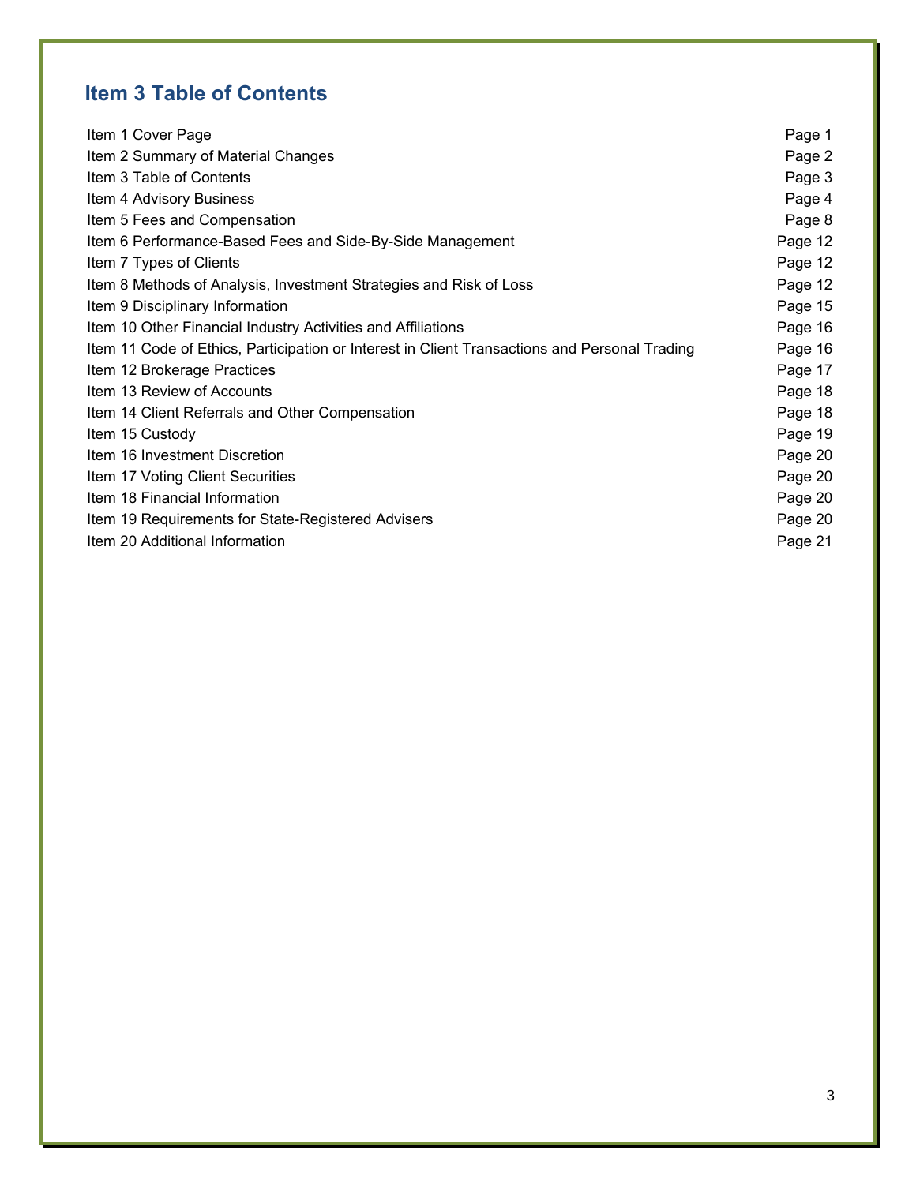## Item 3 Table of Contents

| | |
|---|---|
| Item 1 Cover Page | Page 1 |
| Item 2 Summary of Material Changes | Page 2 |
| Item 3 Table of Contents | Page 3 |
| Item 4 Advisory Business | Page 4 |
| Item 5 Fees and Compensation | Page 8 |
| Item 6 Performance-Based Fees and Side-By-Side Management | Page 12 |
| Item 7 Types of Clients | Page 12 |
| Item 8 Methods of Analysis, Investment Strategies and Risk of Loss | Page 12 |
| Item 9 Disciplinary Information | Page 15 |
| Item 10 Other Financial Industry Activities and Affiliations | Page 16 |
| Item 11 Code of Ethics, Participation or Interest in Client Transactions and Personal Trading | Page 16 |
| Item 12 Brokerage Practices | Page 17 |
| Item 13 Review of Accounts | Page 18 |
| Item 14 Client Referrals and Other Compensation | Page 18 |
| Item 15 Custody | Page 19 |
| Item 16 Investment Discretion | Page 20 |
| Item 17 Voting Client Securities | Page 20 |
| Item 18 Financial Information | Page 20 |
| Item 19 Requirements for State-Registered Advisers | Page 20 |
| Item 20 Additional Information | Page 21 |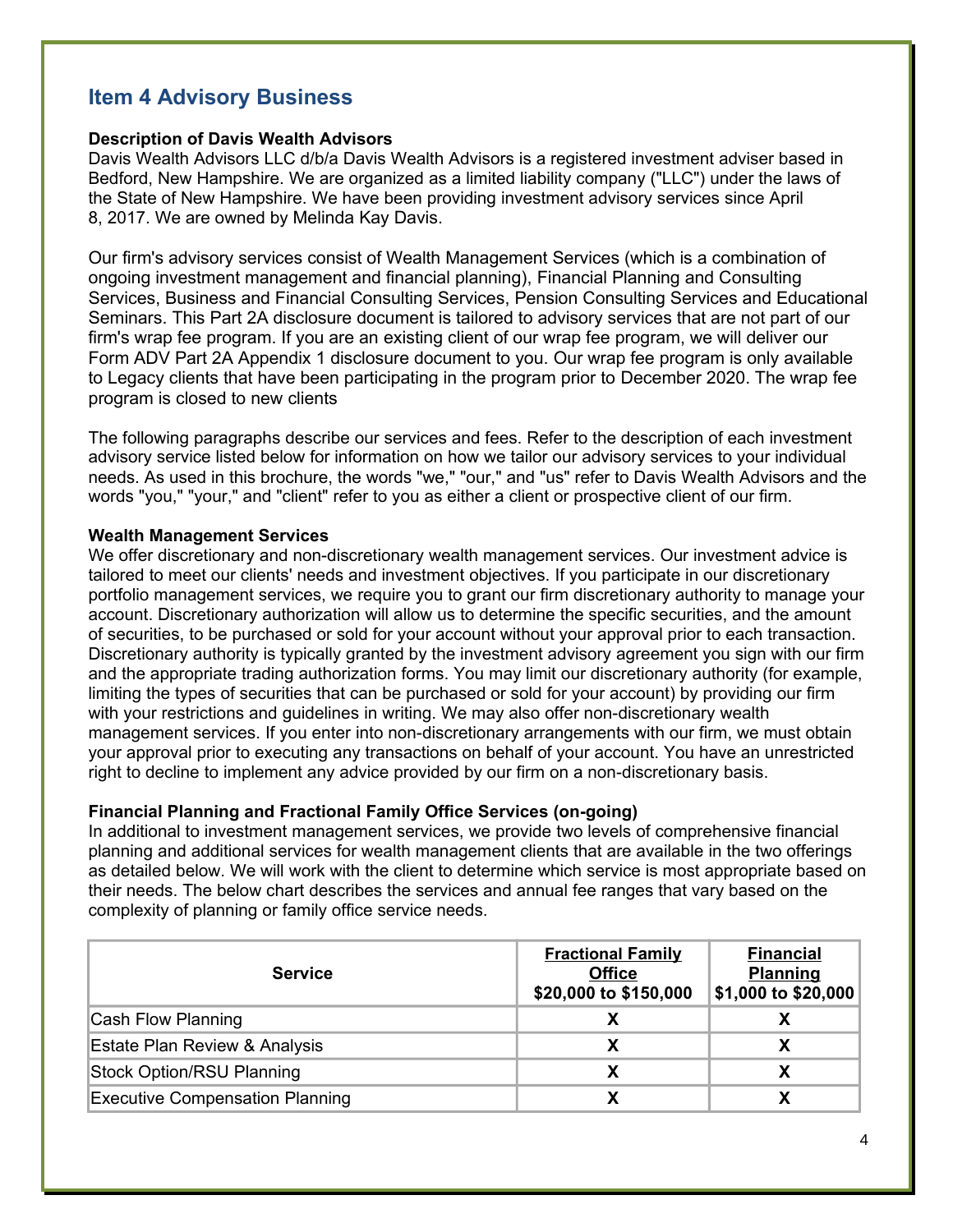## Item 4 Advisory Business

**Description of Davis Wealth Advisors**
Davis Wealth Advisors LLC d/b/a Davis Wealth Advisors is a registered investment adviser based in Bedford, New Hampshire. We are organized as a limited liability company ("LLC") under the laws of the State of New Hampshire. We have been providing investment advisory services since April 8, 2017. We are owned by Melinda Kay Davis.

Our firm's advisory services consist of Wealth Management Services (which is a combination of ongoing investment management and financial planning), Financial Planning and Consulting Services, Business and Financial Consulting Services, Pension Consulting Services and Educational Seminars. This Part 2A disclosure document is tailored to advisory services that are not part of our firm's wrap fee program. If you are an existing client of our wrap fee program, we will deliver our Form ADV Part 2A Appendix 1 disclosure document to you. Our wrap fee program is only available to Legacy clients that have been participating in the program prior to December 2020. The wrap fee program is closed to new clients

The following paragraphs describe our services and fees. Refer to the description of each investment advisory service listed below for information on how we tailor our advisory services to your individual needs. As used in this brochure, the words "we," "our," and "us" refer to Davis Wealth Advisors and the words "you," "your," and "client" refer to you as either a client or prospective client of our firm.

**Wealth Management Services**
We offer discretionary and non-discretionary wealth management services. Our investment advice is tailored to meet our clients' needs and investment objectives. If you participate in our discretionary portfolio management services, we require you to grant our firm discretionary authority to manage your account. Discretionary authorization will allow us to determine the specific securities, and the amount of securities, to be purchased or sold for your account without your approval prior to each transaction. Discretionary authority is typically granted by the investment advisory agreement you sign with our firm and the appropriate trading authorization forms. You may limit our discretionary authority (for example, limiting the types of securities that can be purchased or sold for your account) by providing our firm with your restrictions and guidelines in writing. We may also offer non-discretionary wealth management services. If you enter into non-discretionary arrangements with our firm, we must obtain your approval prior to executing any transactions on behalf of your account. You have an unrestricted right to decline to implement any advice provided by our firm on a non-discretionary basis.

**Financial Planning and Fractional Family Office Services (on-going)**
In additional to investment management services, we provide two levels of comprehensive financial planning and additional services for wealth management clients that are available in the two offerings as detailed below. We will work with the client to determine which service is most appropriate based on their needs. The below chart describes the services and annual fee ranges that vary based on the complexity of planning or family office service needs.

| Service | Fractional Family Office $20,000 to $150,000 | Financial Planning $1,000 to $20,000 |
|---|---|---|
| Cash Flow Planning | X | X |
| Estate Plan Review & Analysis | X | X |
| Stock Option/RSU Planning | X | X |
| Executive Compensation Planning | X | X |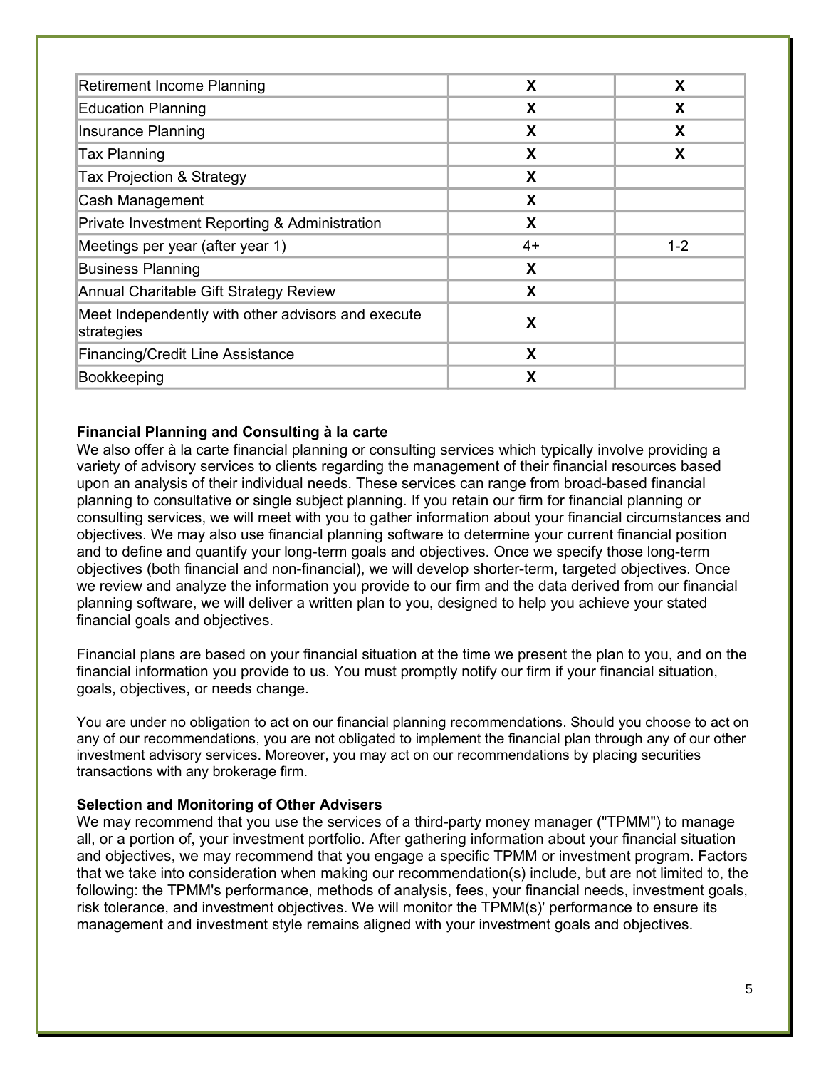| | | |
|---|---|---|
| Retirement Income Planning | X | X |
| Education Planning | X | X |
| Insurance Planning | X | X |
| Tax Planning | X | X |
| Tax Projection & Strategy | X | |
| Cash Management | X | |
| Private Investment Reporting & Administration | X | |
| Meetings per year (after year 1) | 4+ | 1-2 |
| Business Planning | X | |
| Annual Charitable Gift Strategy Review | X | |
| Meet Independently with other advisors and execute strategies | X | |
| Financing/Credit Line Assistance | X | |
| Bookkeeping | X | |

**Financial Planning and Consulting à la carte**

We also offer à la carte financial planning or consulting services which typically involve providing a variety of advisory services to clients regarding the management of their financial resources based upon an analysis of their individual needs. These services can range from broad-based financial planning to consultative or single subject planning. If you retain our firm for financial planning or consulting services, we will meet with you to gather information about your financial circumstances and objectives. We may also use financial planning software to determine your current financial position and to define and quantify your long-term goals and objectives. Once we specify those long-term objectives (both financial and non-financial), we will develop shorter-term, targeted objectives. Once we review and analyze the information you provide to our firm and the data derived from our financial planning software, we will deliver a written plan to you, designed to help you achieve your stated financial goals and objectives.

Financial plans are based on your financial situation at the time we present the plan to you, and on the financial information you provide to us. You must promptly notify our firm if your financial situation, goals, objectives, or needs change.

You are under no obligation to act on our financial planning recommendations. Should you choose to act on any of our recommendations, you are not obligated to implement the financial plan through any of our other investment advisory services. Moreover, you may act on our recommendations by placing securities transactions with any brokerage firm.

**Selection and Monitoring of Other Advisers**

We may recommend that you use the services of a third-party money manager ("TPMM") to manage all, or a portion of, your investment portfolio. After gathering information about your financial situation and objectives, we may recommend that you engage a specific TPMM or investment program. Factors that we take into consideration when making our recommendation(s) include, but are not limited to, the following: the TPMM's performance, methods of analysis, fees, your financial needs, investment goals, risk tolerance, and investment objectives. We will monitor the TPMM(s)' performance to ensure its management and investment style remains aligned with your investment goals and objectives.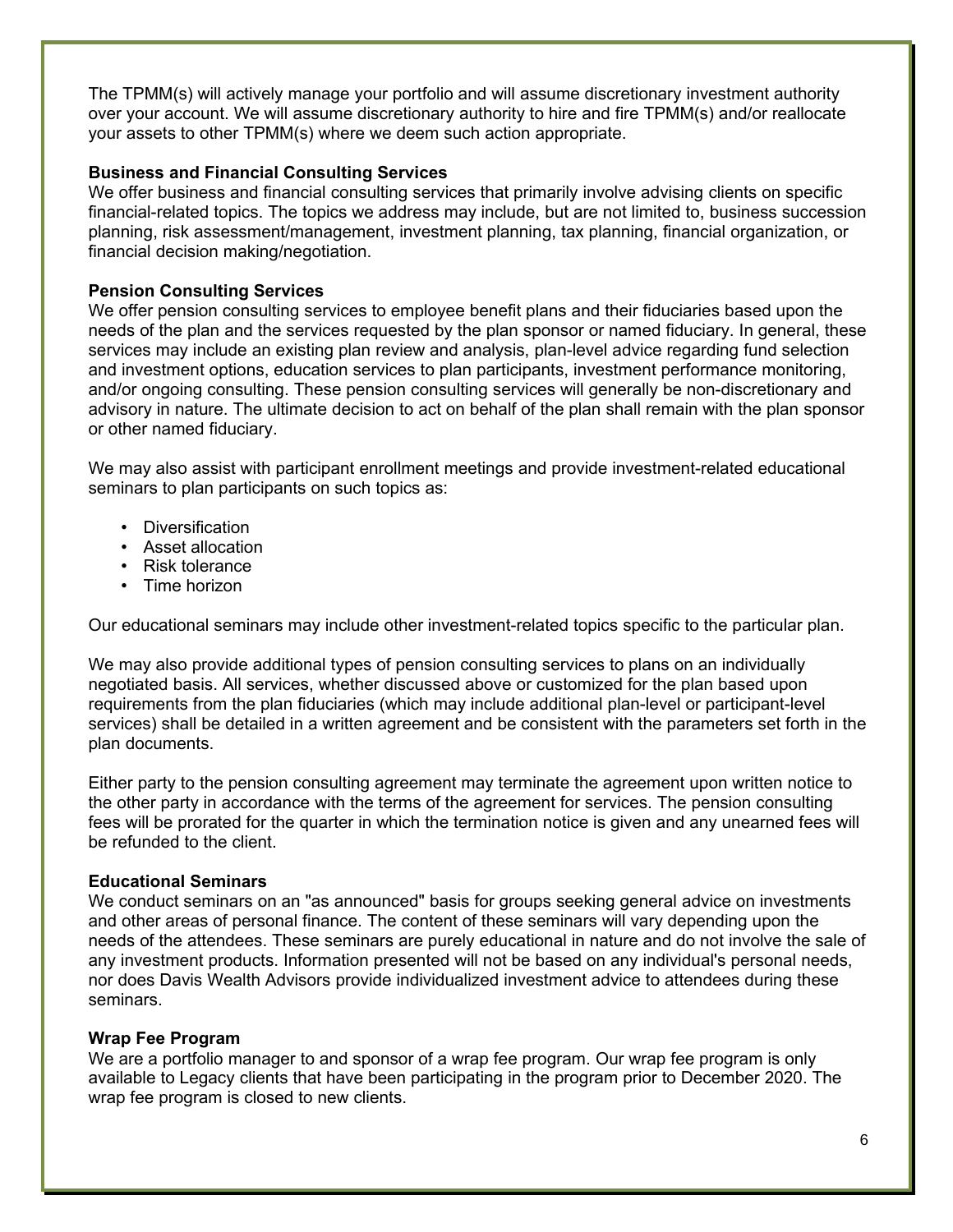The TPMM(s) will actively manage your portfolio and will assume discretionary investment authority over your account. We will assume discretionary authority to hire and fire TPMM(s) and/or reallocate your assets to other TPMM(s) where we deem such action appropriate.

**Business and Financial Consulting Services**

We offer business and financial consulting services that primarily involve advising clients on specific financial-related topics. The topics we address may include, but are not limited to, business succession planning, risk assessment/management, investment planning, tax planning, financial organization, or financial decision making/negotiation.

**Pension Consulting Services**

We offer pension consulting services to employee benefit plans and their fiduciaries based upon the needs of the plan and the services requested by the plan sponsor or named fiduciary. In general, these services may include an existing plan review and analysis, plan-level advice regarding fund selection and investment options, education services to plan participants, investment performance monitoring, and/or ongoing consulting. These pension consulting services will generally be non-discretionary and advisory in nature. The ultimate decision to act on behalf of the plan shall remain with the plan sponsor or other named fiduciary.

We may also assist with participant enrollment meetings and provide investment-related educational seminars to plan participants on such topics as:

- Diversification
- Asset allocation
- Risk tolerance
- Time horizon

Our educational seminars may include other investment-related topics specific to the particular plan.

We may also provide additional types of pension consulting services to plans on an individually negotiated basis. All services, whether discussed above or customized for the plan based upon requirements from the plan fiduciaries (which may include additional plan-level or participant-level services) shall be detailed in a written agreement and be consistent with the parameters set forth in the plan documents.

Either party to the pension consulting agreement may terminate the agreement upon written notice to the other party in accordance with the terms of the agreement for services. The pension consulting fees will be prorated for the quarter in which the termination notice is given and any unearned fees will be refunded to the client.

**Educational Seminars**

We conduct seminars on an "as announced" basis for groups seeking general advice on investments and other areas of personal finance. The content of these seminars will vary depending upon the needs of the attendees. These seminars are purely educational in nature and do not involve the sale of any investment products. Information presented will not be based on any individual's personal needs, nor does Davis Wealth Advisors provide individualized investment advice to attendees during these seminars.

**Wrap Fee Program**

We are a portfolio manager to and sponsor of a wrap fee program. Our wrap fee program is only available to Legacy clients that have been participating in the program prior to December 2020. The wrap fee program is closed to new clients.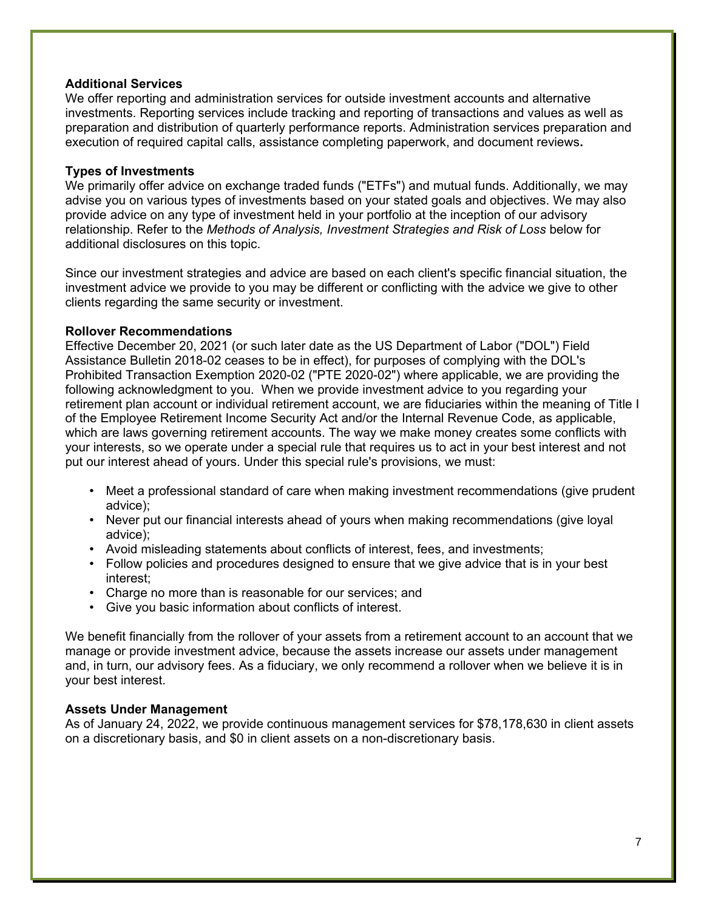**Additional Services**

We offer reporting and administration services for outside investment accounts and alternative investments. Reporting services include tracking and reporting of transactions and values as well as preparation and distribution of quarterly performance reports. Administration services preparation and execution of required capital calls, assistance completing paperwork, and document reviews**.**

**Types of Investments**

We primarily offer advice on exchange traded funds ("ETFs") and mutual funds. Additionally, we may advise you on various types of investments based on your stated goals and objectives. We may also provide advice on any type of investment held in your portfolio at the inception of our advisory relationship. Refer to the *Methods of Analysis, Investment Strategies and Risk of Loss* below for additional disclosures on this topic.

Since our investment strategies and advice are based on each client's specific financial situation, the investment advice we provide to you may be different or conflicting with the advice we give to other clients regarding the same security or investment.

**Rollover Recommendations**

Effective December 20, 2021 (or such later date as the US Department of Labor ("DOL") Field Assistance Bulletin 2018-02 ceases to be in effect), for purposes of complying with the DOL's Prohibited Transaction Exemption 2020-02 ("PTE 2020-02") where applicable, we are providing the following acknowledgment to you. When we provide investment advice to you regarding your retirement plan account or individual retirement account, we are fiduciaries within the meaning of Title I of the Employee Retirement Income Security Act and/or the Internal Revenue Code, as applicable, which are laws governing retirement accounts. The way we make money creates some conflicts with your interests, so we operate under a special rule that requires us to act in your best interest and not put our interest ahead of yours. Under this special rule's provisions, we must:

- Meet a professional standard of care when making investment recommendations (give prudent advice);
- Never put our financial interests ahead of yours when making recommendations (give loyal advice);
- Avoid misleading statements about conflicts of interest, fees, and investments;
- Follow policies and procedures designed to ensure that we give advice that is in your best interest;
- Charge no more than is reasonable for our services; and
- Give you basic information about conflicts of interest.

We benefit financially from the rollover of your assets from a retirement account to an account that we manage or provide investment advice, because the assets increase our assets under management and, in turn, our advisory fees. As a fiduciary, we only recommend a rollover when we believe it is in your best interest.

**Assets Under Management**

As of January 24, 2022, we provide continuous management services for $78,178,630 in client assets on a discretionary basis, and $0 in client assets on a non-discretionary basis.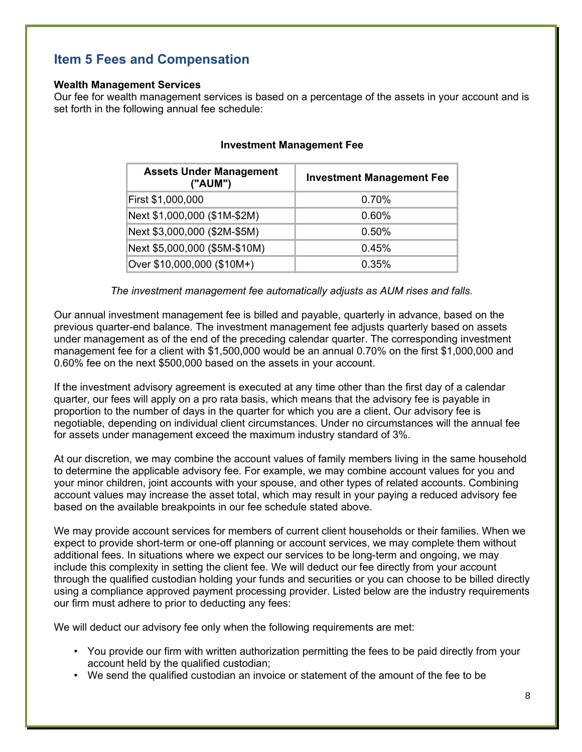## Item 5 Fees and Compensation

**Wealth Management Services**

Our fee for wealth management services is based on a percentage of the assets in your account and is set forth in the following annual fee schedule:

**Investment Management Fee**

| Assets Under Management ("AUM") | Investment Management Fee |
|---|---|
| First $1,000,000 | 0.70% |
| Next $1,000,000 ($1M-$2M) | 0.60% |
| Next $3,000,000 ($2M-$5M) | 0.50% |
| Next $5,000,000 ($5M-$10M) | 0.45% |
| Over $10,000,000 ($10M+) | 0.35% |

*The investment management fee automatically adjusts as AUM rises and falls.*

Our annual investment management fee is billed and payable, quarterly in advance, based on the previous quarter-end balance. The investment management fee adjusts quarterly based on assets under management as of the end of the preceding calendar quarter. The corresponding investment management fee for a client with $1,500,000 would be an annual 0.70% on the first $1,000,000 and 0.60% fee on the next $500,000 based on the assets in your account.

If the investment advisory agreement is executed at any time other than the first day of a calendar quarter, our fees will apply on a pro rata basis, which means that the advisory fee is payable in proportion to the number of days in the quarter for which you are a client. Our advisory fee is negotiable, depending on individual client circumstances. Under no circumstances will the annual fee for assets under management exceed the maximum industry standard of 3%.

At our discretion, we may combine the account values of family members living in the same household to determine the applicable advisory fee. For example, we may combine account values for you and your minor children, joint accounts with your spouse, and other types of related accounts. Combining account values may increase the asset total, which may result in your paying a reduced advisory fee based on the available breakpoints in our fee schedule stated above.

We may provide account services for members of current client households or their families. When we expect to provide short-term or one-off planning or account services, we may complete them without additional fees. In situations where we expect our services to be long-term and ongoing, we may include this complexity in setting the client fee. We will deduct our fee directly from your account through the qualified custodian holding your funds and securities or you can choose to be billed directly using a compliance approved payment processing provider. Listed below are the industry requirements our firm must adhere to prior to deducting any fees:

We will deduct our advisory fee only when the following requirements are met:

- You provide our firm with written authorization permitting the fees to be paid directly from your account held by the qualified custodian;
- We send the qualified custodian an invoice or statement of the amount of the fee to be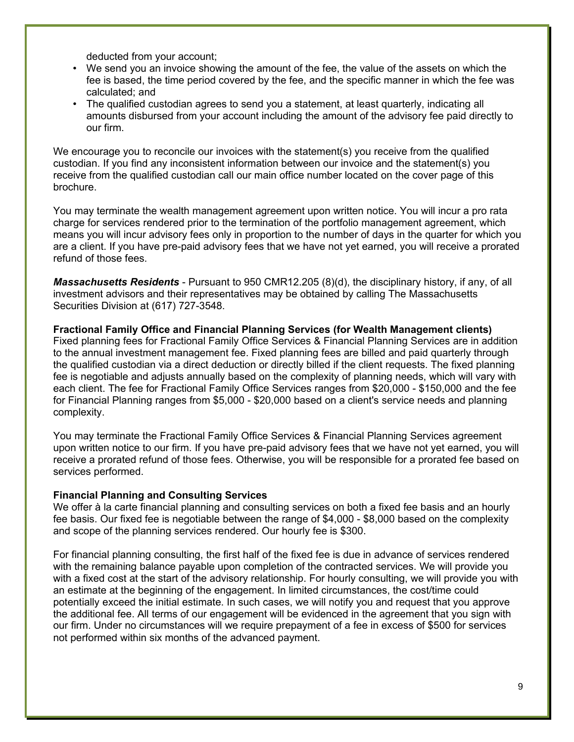deducted from your account;

- We send you an invoice showing the amount of the fee, the value of the assets on which the fee is based, the time period covered by the fee, and the specific manner in which the fee was calculated; and
- The qualified custodian agrees to send you a statement, at least quarterly, indicating all amounts disbursed from your account including the amount of the advisory fee paid directly to our firm.

We encourage you to reconcile our invoices with the statement(s) you receive from the qualified custodian. If you find any inconsistent information between our invoice and the statement(s) you receive from the qualified custodian call our main office number located on the cover page of this brochure.

You may terminate the wealth management agreement upon written notice. You will incur a pro rata charge for services rendered prior to the termination of the portfolio management agreement, which means you will incur advisory fees only in proportion to the number of days in the quarter for which you are a client. If you have pre-paid advisory fees that we have not yet earned, you will receive a prorated refund of those fees.

***Massachusetts Residents*** - Pursuant to 950 CMR12.205 (8)(d), the disciplinary history, if any, of all investment advisors and their representatives may be obtained by calling The Massachusetts Securities Division at (617) 727-3548.

**Fractional Family Office and Financial Planning Services (for Wealth Management clients)**
Fixed planning fees for Fractional Family Office Services & Financial Planning Services are in addition to the annual investment management fee. Fixed planning fees are billed and paid quarterly through the qualified custodian via a direct deduction or directly billed if the client requests. The fixed planning fee is negotiable and adjusts annually based on the complexity of planning needs, which will vary with each client. The fee for Fractional Family Office Services ranges from $20,000 - $150,000 and the fee for Financial Planning ranges from $5,000 - $20,000 based on a client's service needs and planning complexity.

You may terminate the Fractional Family Office Services & Financial Planning Services agreement upon written notice to our firm. If you have pre-paid advisory fees that we have not yet earned, you will receive a prorated refund of those fees. Otherwise, you will be responsible for a prorated fee based on services performed.

**Financial Planning and Consulting Services**
We offer à la carte financial planning and consulting services on both a fixed fee basis and an hourly fee basis. Our fixed fee is negotiable between the range of $4,000 - $8,000 based on the complexity and scope of the planning services rendered. Our hourly fee is $300.

For financial planning consulting, the first half of the fixed fee is due in advance of services rendered with the remaining balance payable upon completion of the contracted services. We will provide you with a fixed cost at the start of the advisory relationship. For hourly consulting, we will provide you with an estimate at the beginning of the engagement. In limited circumstances, the cost/time could potentially exceed the initial estimate. In such cases, we will notify you and request that you approve the additional fee. All terms of our engagement will be evidenced in the agreement that you sign with our firm. Under no circumstances will we require prepayment of a fee in excess of $500 for services not performed within six months of the advanced payment.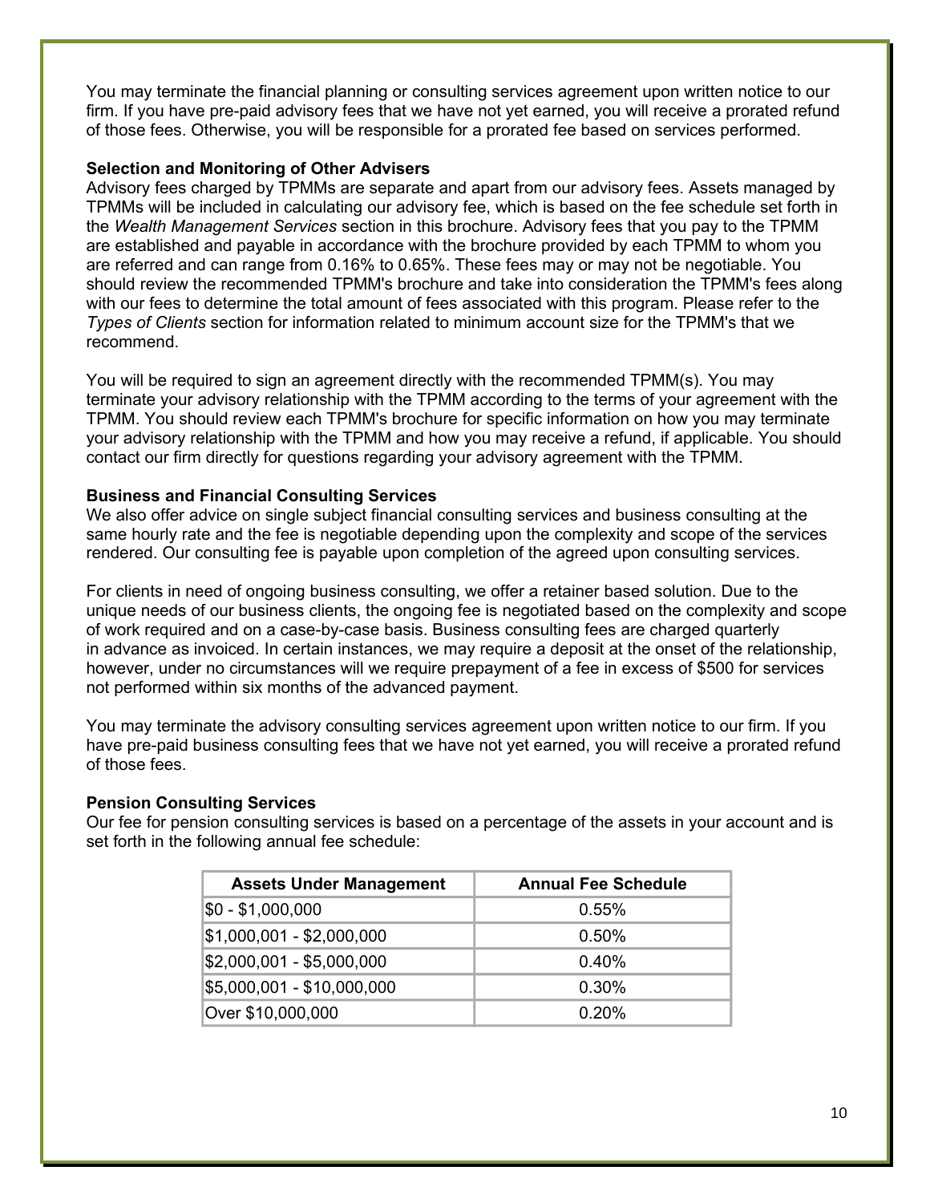You may terminate the financial planning or consulting services agreement upon written notice to our firm. If you have pre-paid advisory fees that we have not yet earned, you will receive a prorated refund of those fees. Otherwise, you will be responsible for a prorated fee based on services performed.

**Selection and Monitoring of Other Advisers**

Advisory fees charged by TPMMs are separate and apart from our advisory fees. Assets managed by TPMMs will be included in calculating our advisory fee, which is based on the fee schedule set forth in the *Wealth Management Services* section in this brochure. Advisory fees that you pay to the TPMM are established and payable in accordance with the brochure provided by each TPMM to whom you are referred and can range from 0.16% to 0.65%. These fees may or may not be negotiable. You should review the recommended TPMM's brochure and take into consideration the TPMM's fees along with our fees to determine the total amount of fees associated with this program. Please refer to the *Types of Clients* section for information related to minimum account size for the TPMM's that we recommend.

You will be required to sign an agreement directly with the recommended TPMM(s). You may terminate your advisory relationship with the TPMM according to the terms of your agreement with the TPMM. You should review each TPMM's brochure for specific information on how you may terminate your advisory relationship with the TPMM and how you may receive a refund, if applicable. You should contact our firm directly for questions regarding your advisory agreement with the TPMM.

**Business and Financial Consulting Services**

We also offer advice on single subject financial consulting services and business consulting at the same hourly rate and the fee is negotiable depending upon the complexity and scope of the services rendered. Our consulting fee is payable upon completion of the agreed upon consulting services.

For clients in need of ongoing business consulting, we offer a retainer based solution. Due to the unique needs of our business clients, the ongoing fee is negotiated based on the complexity and scope of work required and on a case-by-case basis. Business consulting fees are charged quarterly in advance as invoiced. In certain instances, we may require a deposit at the onset of the relationship, however, under no circumstances will we require prepayment of a fee in excess of $500 for services not performed within six months of the advanced payment.

You may terminate the advisory consulting services agreement upon written notice to our firm. If you have pre-paid business consulting fees that we have not yet earned, you will receive a prorated refund of those fees.

**Pension Consulting Services**

Our fee for pension consulting services is based on a percentage of the assets in your account and is set forth in the following annual fee schedule:

| Assets Under Management | Annual Fee Schedule |
| --- | --- |
| $0 - $1,000,000 | 0.55% |
| $1,000,001 - $2,000,000 | 0.50% |
| $2,000,001 - $5,000,000 | 0.40% |
| $5,000,001 - $10,000,000 | 0.30% |
| Over $10,000,000 | 0.20% |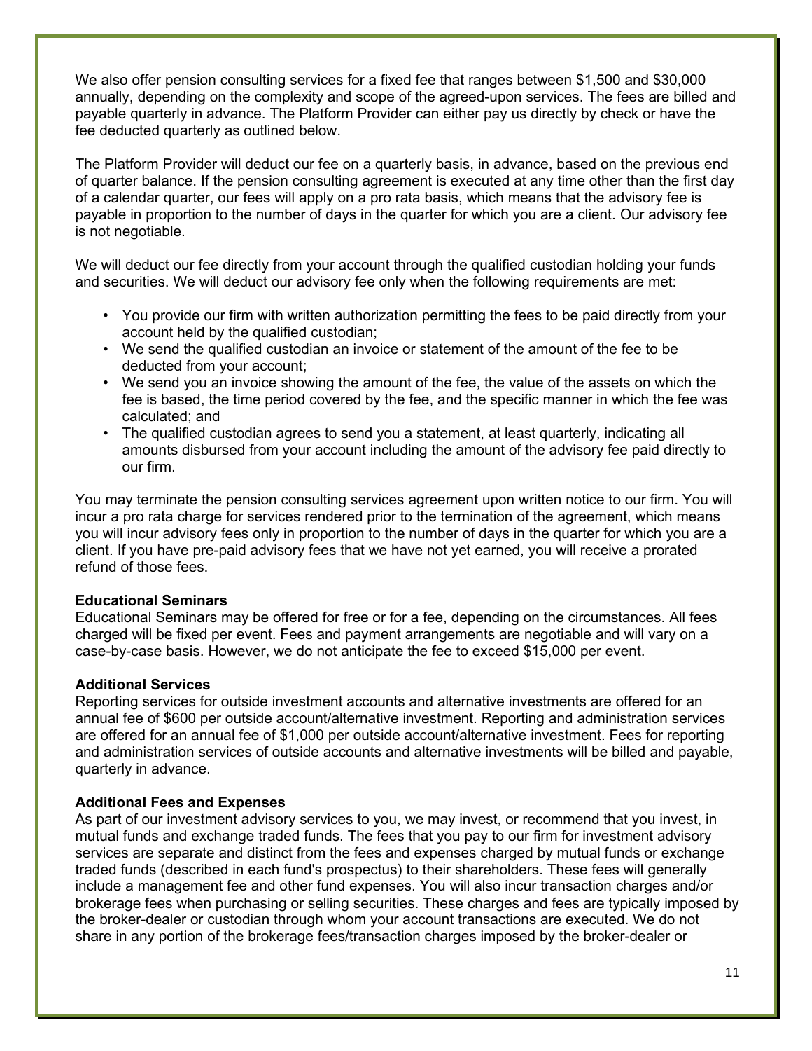We also offer pension consulting services for a fixed fee that ranges between $1,500 and $30,000 annually, depending on the complexity and scope of the agreed-upon services. The fees are billed and payable quarterly in advance. The Platform Provider can either pay us directly by check or have the fee deducted quarterly as outlined below.

The Platform Provider will deduct our fee on a quarterly basis, in advance, based on the previous end of quarter balance. If the pension consulting agreement is executed at any time other than the first day of a calendar quarter, our fees will apply on a pro rata basis, which means that the advisory fee is payable in proportion to the number of days in the quarter for which you are a client. Our advisory fee is not negotiable.

We will deduct our fee directly from your account through the qualified custodian holding your funds and securities. We will deduct our advisory fee only when the following requirements are met:

- You provide our firm with written authorization permitting the fees to be paid directly from your account held by the qualified custodian;
- We send the qualified custodian an invoice or statement of the amount of the fee to be deducted from your account;
- We send you an invoice showing the amount of the fee, the value of the assets on which the fee is based, the time period covered by the fee, and the specific manner in which the fee was calculated; and
- The qualified custodian agrees to send you a statement, at least quarterly, indicating all amounts disbursed from your account including the amount of the advisory fee paid directly to our firm.

You may terminate the pension consulting services agreement upon written notice to our firm. You will incur a pro rata charge for services rendered prior to the termination of the agreement, which means you will incur advisory fees only in proportion to the number of days in the quarter for which you are a client. If you have pre-paid advisory fees that we have not yet earned, you will receive a prorated refund of those fees.

**Educational Seminars**
Educational Seminars may be offered for free or for a fee, depending on the circumstances. All fees charged will be fixed per event. Fees and payment arrangements are negotiable and will vary on a case-by-case basis. However, we do not anticipate the fee to exceed $15,000 per event.

**Additional Services**
Reporting services for outside investment accounts and alternative investments are offered for an annual fee of $600 per outside account/alternative investment. Reporting and administration services are offered for an annual fee of $1,000 per outside account/alternative investment. Fees for reporting and administration services of outside accounts and alternative investments will be billed and payable, quarterly in advance.

**Additional Fees and Expenses**
As part of our investment advisory services to you, we may invest, or recommend that you invest, in mutual funds and exchange traded funds. The fees that you pay to our firm for investment advisory services are separate and distinct from the fees and expenses charged by mutual funds or exchange traded funds (described in each fund's prospectus) to their shareholders. These fees will generally include a management fee and other fund expenses. You will also incur transaction charges and/or brokerage fees when purchasing or selling securities. These charges and fees are typically imposed by the broker-dealer or custodian through whom your account transactions are executed. We do not share in any portion of the brokerage fees/transaction charges imposed by the broker-dealer or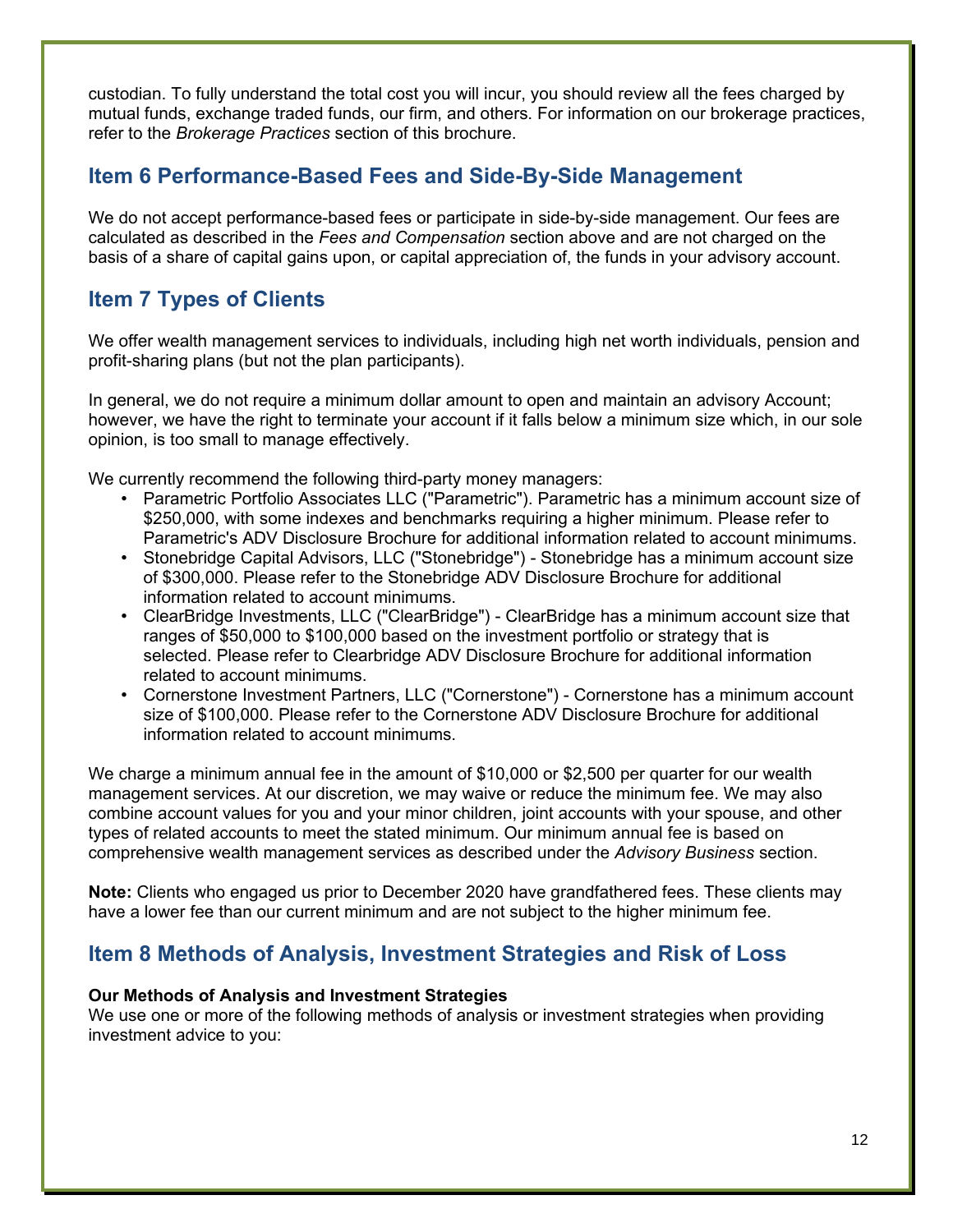custodian. To fully understand the total cost you will incur, you should review all the fees charged by mutual funds, exchange traded funds, our firm, and others. For information on our brokerage practices, refer to the *Brokerage Practices* section of this brochure.

## Item 6 Performance-Based Fees and Side-By-Side Management

We do not accept performance-based fees or participate in side-by-side management. Our fees are calculated as described in the *Fees and Compensation* section above and are not charged on the basis of a share of capital gains upon, or capital appreciation of, the funds in your advisory account.

## Item 7 Types of Clients

We offer wealth management services to individuals, including high net worth individuals, pension and profit-sharing plans (but not the plan participants).

In general, we do not require a minimum dollar amount to open and maintain an advisory Account; however, we have the right to terminate your account if it falls below a minimum size which, in our sole opinion, is too small to manage effectively.

We currently recommend the following third-party money managers:

- Parametric Portfolio Associates LLC ("Parametric"). Parametric has a minimum account size of $250,000, with some indexes and benchmarks requiring a higher minimum. Please refer to Parametric's ADV Disclosure Brochure for additional information related to account minimums.
- Stonebridge Capital Advisors, LLC ("Stonebridge") - Stonebridge has a minimum account size of $300,000. Please refer to the Stonebridge ADV Disclosure Brochure for additional information related to account minimums.
- ClearBridge Investments, LLC ("ClearBridge") - ClearBridge has a minimum account size that ranges of $50,000 to $100,000 based on the investment portfolio or strategy that is selected. Please refer to Clearbridge ADV Disclosure Brochure for additional information related to account minimums.
- Cornerstone Investment Partners, LLC ("Cornerstone") - Cornerstone has a minimum account size of $100,000. Please refer to the Cornerstone ADV Disclosure Brochure for additional information related to account minimums.

We charge a minimum annual fee in the amount of $10,000 or $2,500 per quarter for our wealth management services. At our discretion, we may waive or reduce the minimum fee. We may also combine account values for you and your minor children, joint accounts with your spouse, and other types of related accounts to meet the stated minimum. Our minimum annual fee is based on comprehensive wealth management services as described under the *Advisory Business* section.

**Note:** Clients who engaged us prior to December 2020 have grandfathered fees. These clients may have a lower fee than our current minimum and are not subject to the higher minimum fee.

## Item 8 Methods of Analysis, Investment Strategies and Risk of Loss

**Our Methods of Analysis and Investment Strategies**
We use one or more of the following methods of analysis or investment strategies when providing investment advice to you: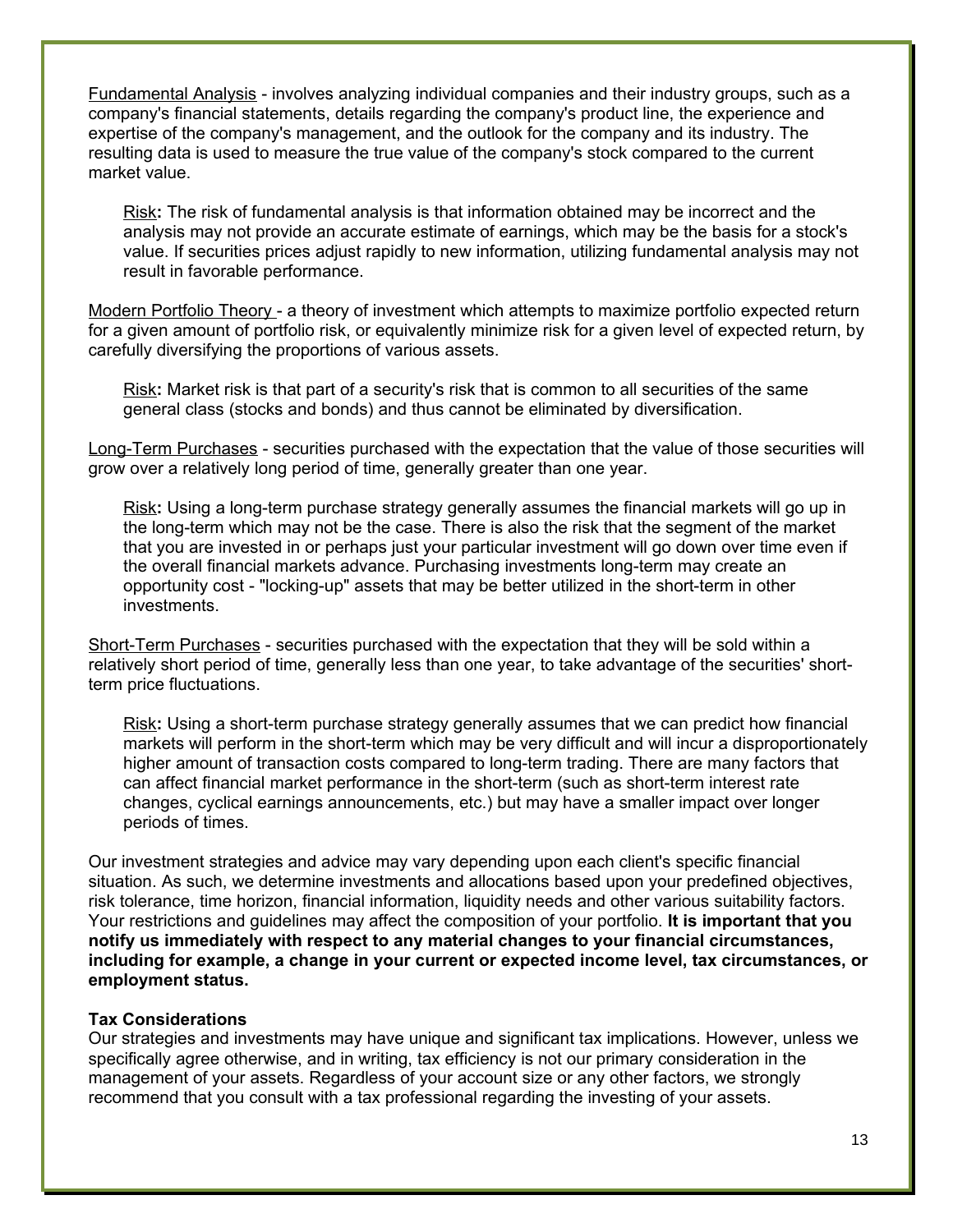<u>Fundamental Analysis</u> - involves analyzing individual companies and their industry groups, such as a company's financial statements, details regarding the company's product line, the experience and expertise of the company's management, and the outlook for the company and its industry. The resulting data is used to measure the true value of the company's stock compared to the current market value.

> <u>Risk</u>**:** The risk of fundamental analysis is that information obtained may be incorrect and the analysis may not provide an accurate estimate of earnings, which may be the basis for a stock's value. If securities prices adjust rapidly to new information, utilizing fundamental analysis may not result in favorable performance.

<u>Modern Portfolio Theory</u> - a theory of investment which attempts to maximize portfolio expected return for a given amount of portfolio risk, or equivalently minimize risk for a given level of expected return, by carefully diversifying the proportions of various assets.

> <u>Risk</u>**:** Market risk is that part of a security's risk that is common to all securities of the same general class (stocks and bonds) and thus cannot be eliminated by diversification.

<u>Long-Term Purchases</u> - securities purchased with the expectation that the value of those securities will grow over a relatively long period of time, generally greater than one year.

> <u>Risk</u>**:** Using a long-term purchase strategy generally assumes the financial markets will go up in the long-term which may not be the case. There is also the risk that the segment of the market that you are invested in or perhaps just your particular investment will go down over time even if the overall financial markets advance. Purchasing investments long-term may create an opportunity cost - "locking-up" assets that may be better utilized in the short-term in other investments.

<u>Short-Term Purchases</u> - securities purchased with the expectation that they will be sold within a relatively short period of time, generally less than one year, to take advantage of the securities' short-term price fluctuations.

> <u>Risk</u>**:** Using a short-term purchase strategy generally assumes that we can predict how financial markets will perform in the short-term which may be very difficult and will incur a disproportionately higher amount of transaction costs compared to long-term trading. There are many factors that can affect financial market performance in the short-term (such as short-term interest rate changes, cyclical earnings announcements, etc.) but may have a smaller impact over longer periods of times.

Our investment strategies and advice may vary depending upon each client's specific financial situation. As such, we determine investments and allocations based upon your predefined objectives, risk tolerance, time horizon, financial information, liquidity needs and other various suitability factors. Your restrictions and guidelines may affect the composition of your portfolio. **It is important that you notify us immediately with respect to any material changes to your financial circumstances, including for example, a change in your current or expected income level, tax circumstances, or employment status.**

**Tax Considerations**

Our strategies and investments may have unique and significant tax implications. However, unless we specifically agree otherwise, and in writing, tax efficiency is not our primary consideration in the management of your assets. Regardless of your account size or any other factors, we strongly recommend that you consult with a tax professional regarding the investing of your assets.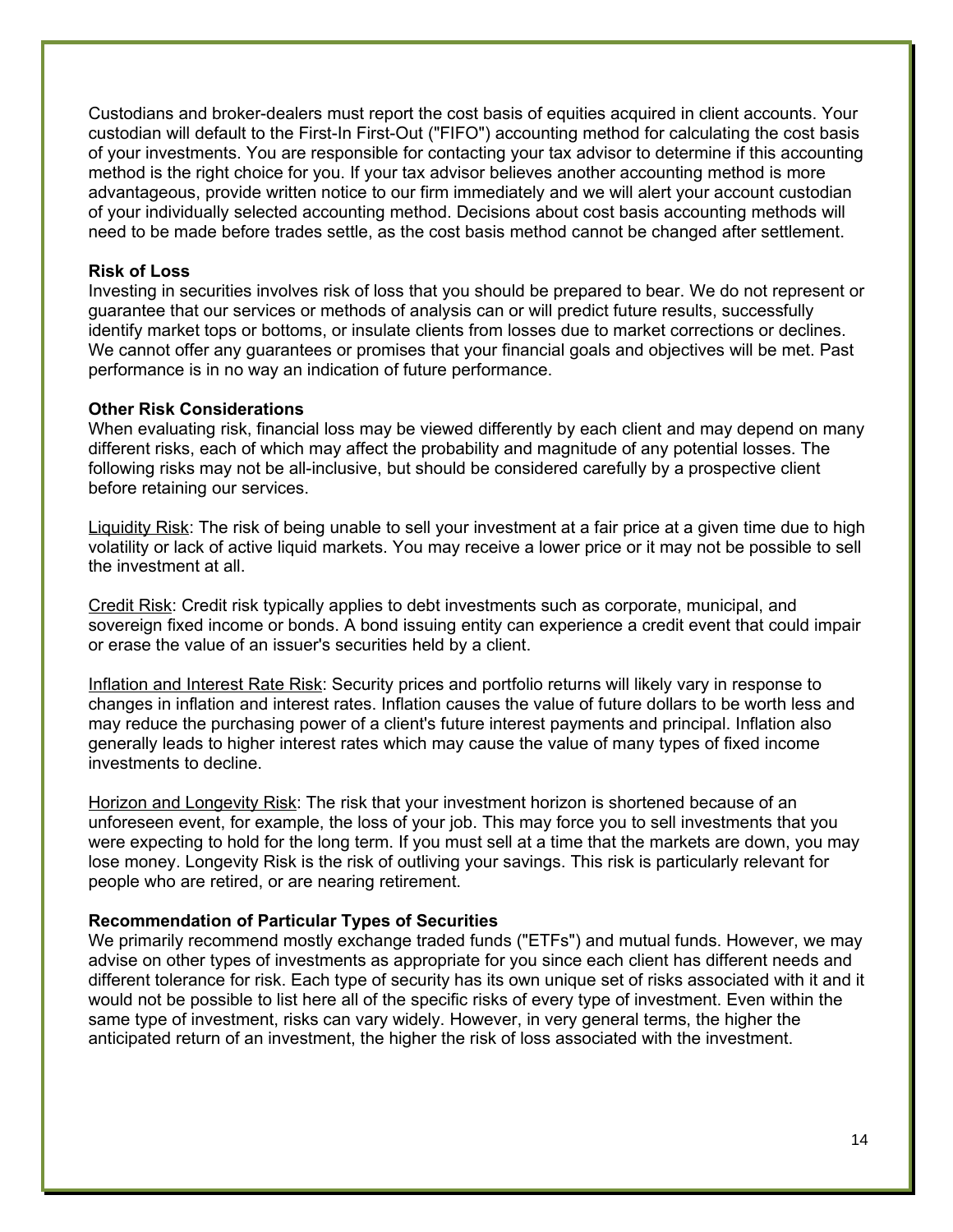Custodians and broker-dealers must report the cost basis of equities acquired in client accounts. Your custodian will default to the First-In First-Out ("FIFO") accounting method for calculating the cost basis of your investments. You are responsible for contacting your tax advisor to determine if this accounting method is the right choice for you. If your tax advisor believes another accounting method is more advantageous, provide written notice to our firm immediately and we will alert your account custodian of your individually selected accounting method. Decisions about cost basis accounting methods will need to be made before trades settle, as the cost basis method cannot be changed after settlement.

**Risk of Loss**
Investing in securities involves risk of loss that you should be prepared to bear. We do not represent or guarantee that our services or methods of analysis can or will predict future results, successfully identify market tops or bottoms, or insulate clients from losses due to market corrections or declines. We cannot offer any guarantees or promises that your financial goals and objectives will be met. Past performance is in no way an indication of future performance.

**Other Risk Considerations**
When evaluating risk, financial loss may be viewed differently by each client and may depend on many different risks, each of which may affect the probability and magnitude of any potential losses. The following risks may not be all-inclusive, but should be considered carefully by a prospective client before retaining our services.

<u>Liquidity Risk</u>: The risk of being unable to sell your investment at a fair price at a given time due to high volatility or lack of active liquid markets. You may receive a lower price or it may not be possible to sell the investment at all.

<u>Credit Risk</u>: Credit risk typically applies to debt investments such as corporate, municipal, and sovereign fixed income or bonds. A bond issuing entity can experience a credit event that could impair or erase the value of an issuer's securities held by a client.

<u>Inflation and Interest Rate Risk</u>: Security prices and portfolio returns will likely vary in response to changes in inflation and interest rates. Inflation causes the value of future dollars to be worth less and may reduce the purchasing power of a client's future interest payments and principal. Inflation also generally leads to higher interest rates which may cause the value of many types of fixed income investments to decline.

<u>Horizon and Longevity Risk</u>: The risk that your investment horizon is shortened because of an unforeseen event, for example, the loss of your job. This may force you to sell investments that you were expecting to hold for the long term. If you must sell at a time that the markets are down, you may lose money. Longevity Risk is the risk of outliving your savings. This risk is particularly relevant for people who are retired, or are nearing retirement.

**Recommendation of Particular Types of Securities**
We primarily recommend mostly exchange traded funds ("ETFs") and mutual funds. However, we may advise on other types of investments as appropriate for you since each client has different needs and different tolerance for risk. Each type of security has its own unique set of risks associated with it and it would not be possible to list here all of the specific risks of every type of investment. Even within the same type of investment, risks can vary widely. However, in very general terms, the higher the anticipated return of an investment, the higher the risk of loss associated with the investment.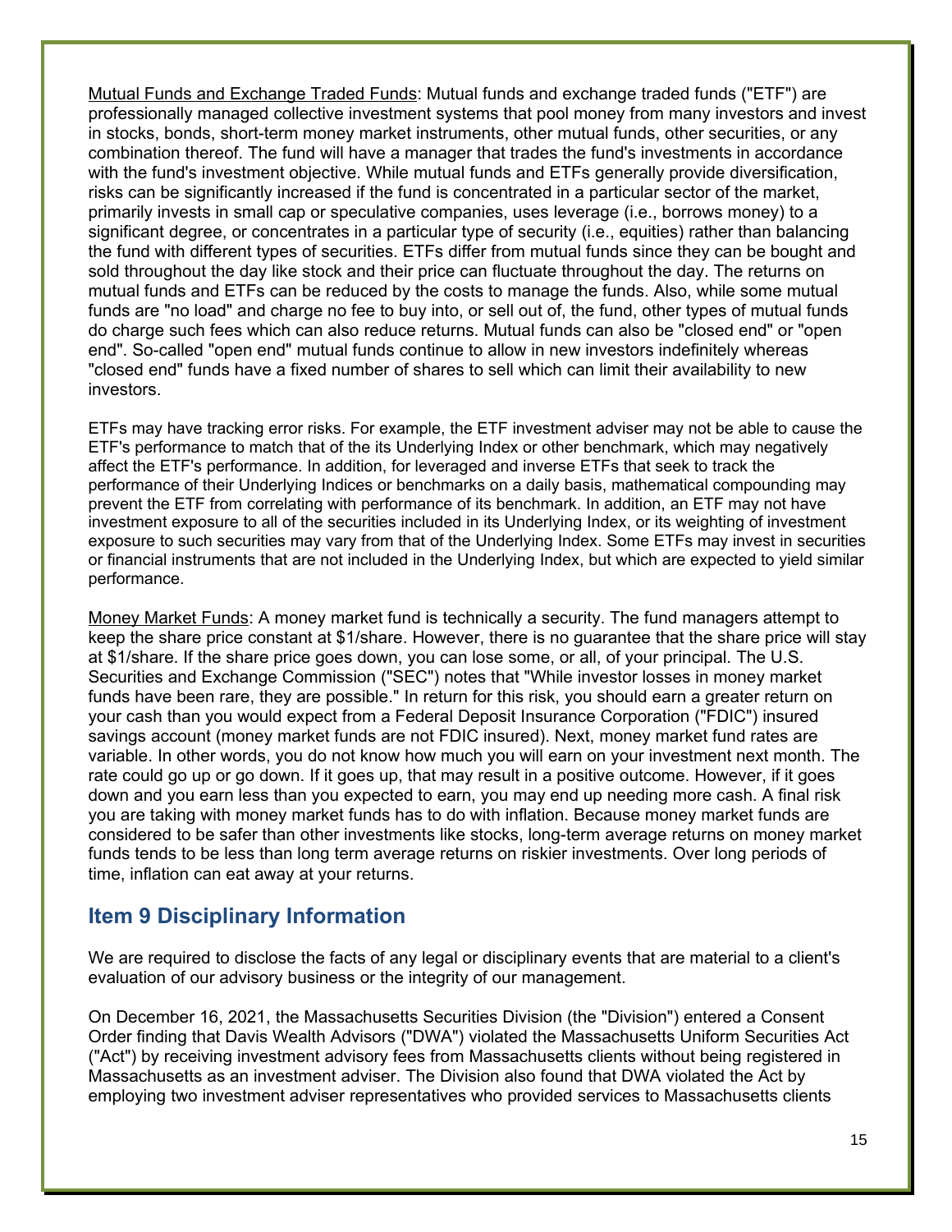Mutual Funds and Exchange Traded Funds: Mutual funds and exchange traded funds ("ETF") are professionally managed collective investment systems that pool money from many investors and invest in stocks, bonds, short-term money market instruments, other mutual funds, other securities, or any combination thereof. The fund will have a manager that trades the fund's investments in accordance with the fund's investment objective. While mutual funds and ETFs generally provide diversification, risks can be significantly increased if the fund is concentrated in a particular sector of the market, primarily invests in small cap or speculative companies, uses leverage (i.e., borrows money) to a significant degree, or concentrates in a particular type of security (i.e., equities) rather than balancing the fund with different types of securities. ETFs differ from mutual funds since they can be bought and sold throughout the day like stock and their price can fluctuate throughout the day. The returns on mutual funds and ETFs can be reduced by the costs to manage the funds. Also, while some mutual funds are "no load" and charge no fee to buy into, or sell out of, the fund, other types of mutual funds do charge such fees which can also reduce returns. Mutual funds can also be "closed end" or "open end". So-called "open end" mutual funds continue to allow in new investors indefinitely whereas "closed end" funds have a fixed number of shares to sell which can limit their availability to new investors.

ETFs may have tracking error risks. For example, the ETF investment adviser may not be able to cause the ETF's performance to match that of the its Underlying Index or other benchmark, which may negatively affect the ETF's performance. In addition, for leveraged and inverse ETFs that seek to track the performance of their Underlying Indices or benchmarks on a daily basis, mathematical compounding may prevent the ETF from correlating with performance of its benchmark. In addition, an ETF may not have investment exposure to all of the securities included in its Underlying Index, or its weighting of investment exposure to such securities may vary from that of the Underlying Index. Some ETFs may invest in securities or financial instruments that are not included in the Underlying Index, but which are expected to yield similar performance.

Money Market Funds: A money market fund is technically a security. The fund managers attempt to keep the share price constant at $1/share. However, there is no guarantee that the share price will stay at $1/share. If the share price goes down, you can lose some, or all, of your principal. The U.S. Securities and Exchange Commission ("SEC") notes that "While investor losses in money market funds have been rare, they are possible." In return for this risk, you should earn a greater return on your cash than you would expect from a Federal Deposit Insurance Corporation ("FDIC") insured savings account (money market funds are not FDIC insured). Next, money market fund rates are variable. In other words, you do not know how much you will earn on your investment next month. The rate could go up or go down. If it goes up, that may result in a positive outcome. However, if it goes down and you earn less than you expected to earn, you may end up needing more cash. A final risk you are taking with money market funds has to do with inflation. Because money market funds are considered to be safer than other investments like stocks, long-term average returns on money market funds tends to be less than long term average returns on riskier investments. Over long periods of time, inflation can eat away at your returns.

## Item 9 Disciplinary Information

We are required to disclose the facts of any legal or disciplinary events that are material to a client's evaluation of our advisory business or the integrity of our management.

On December 16, 2021, the Massachusetts Securities Division (the "Division") entered a Consent Order finding that Davis Wealth Advisors ("DWA") violated the Massachusetts Uniform Securities Act ("Act") by receiving investment advisory fees from Massachusetts clients without being registered in Massachusetts as an investment adviser. The Division also found that DWA violated the Act by employing two investment adviser representatives who provided services to Massachusetts clients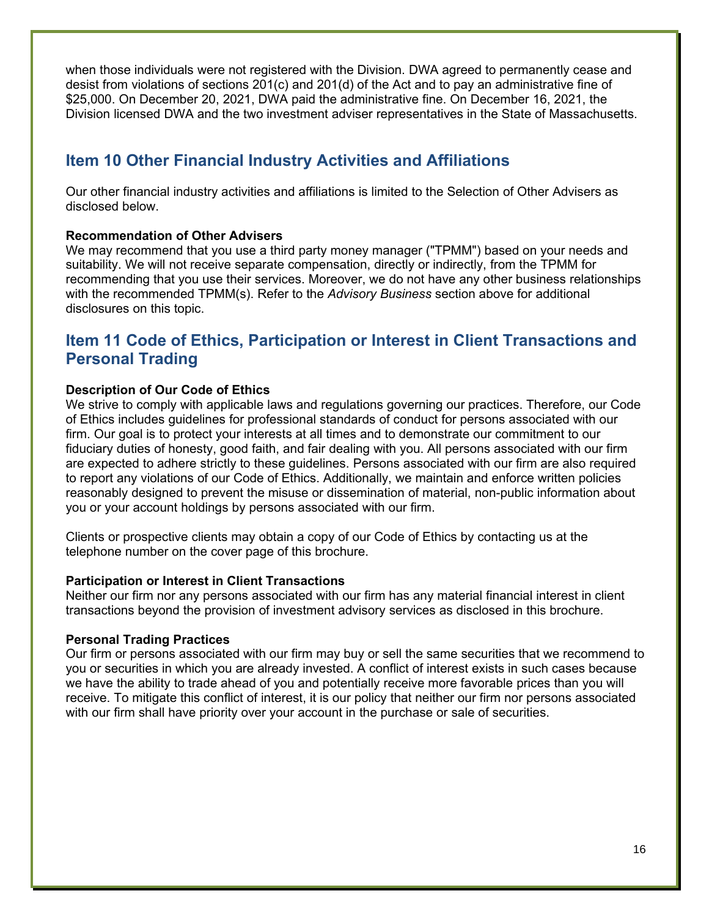when those individuals were not registered with the Division. DWA agreed to permanently cease and desist from violations of sections 201(c) and 201(d) of the Act and to pay an administrative fine of $25,000. On December 20, 2021, DWA paid the administrative fine. On December 16, 2021, the Division licensed DWA and the two investment adviser representatives in the State of Massachusetts.

## Item 10 Other Financial Industry Activities and Affiliations

Our other financial industry activities and affiliations is limited to the Selection of Other Advisers as disclosed below.

**Recommendation of Other Advisers**
We may recommend that you use a third party money manager ("TPMM") based on your needs and suitability. We will not receive separate compensation, directly or indirectly, from the TPMM for recommending that you use their services. Moreover, we do not have any other business relationships with the recommended TPMM(s). Refer to the *Advisory Business* section above for additional disclosures on this topic.

## Item 11 Code of Ethics, Participation or Interest in Client Transactions and Personal Trading

**Description of Our Code of Ethics**
We strive to comply with applicable laws and regulations governing our practices. Therefore, our Code of Ethics includes guidelines for professional standards of conduct for persons associated with our firm. Our goal is to protect your interests at all times and to demonstrate our commitment to our fiduciary duties of honesty, good faith, and fair dealing with you. All persons associated with our firm are expected to adhere strictly to these guidelines. Persons associated with our firm are also required to report any violations of our Code of Ethics. Additionally, we maintain and enforce written policies reasonably designed to prevent the misuse or dissemination of material, non-public information about you or your account holdings by persons associated with our firm.

Clients or prospective clients may obtain a copy of our Code of Ethics by contacting us at the telephone number on the cover page of this brochure.

**Participation or Interest in Client Transactions**
Neither our firm nor any persons associated with our firm has any material financial interest in client transactions beyond the provision of investment advisory services as disclosed in this brochure.

**Personal Trading Practices**
Our firm or persons associated with our firm may buy or sell the same securities that we recommend to you or securities in which you are already invested. A conflict of interest exists in such cases because we have the ability to trade ahead of you and potentially receive more favorable prices than you will receive. To mitigate this conflict of interest, it is our policy that neither our firm nor persons associated with our firm shall have priority over your account in the purchase or sale of securities.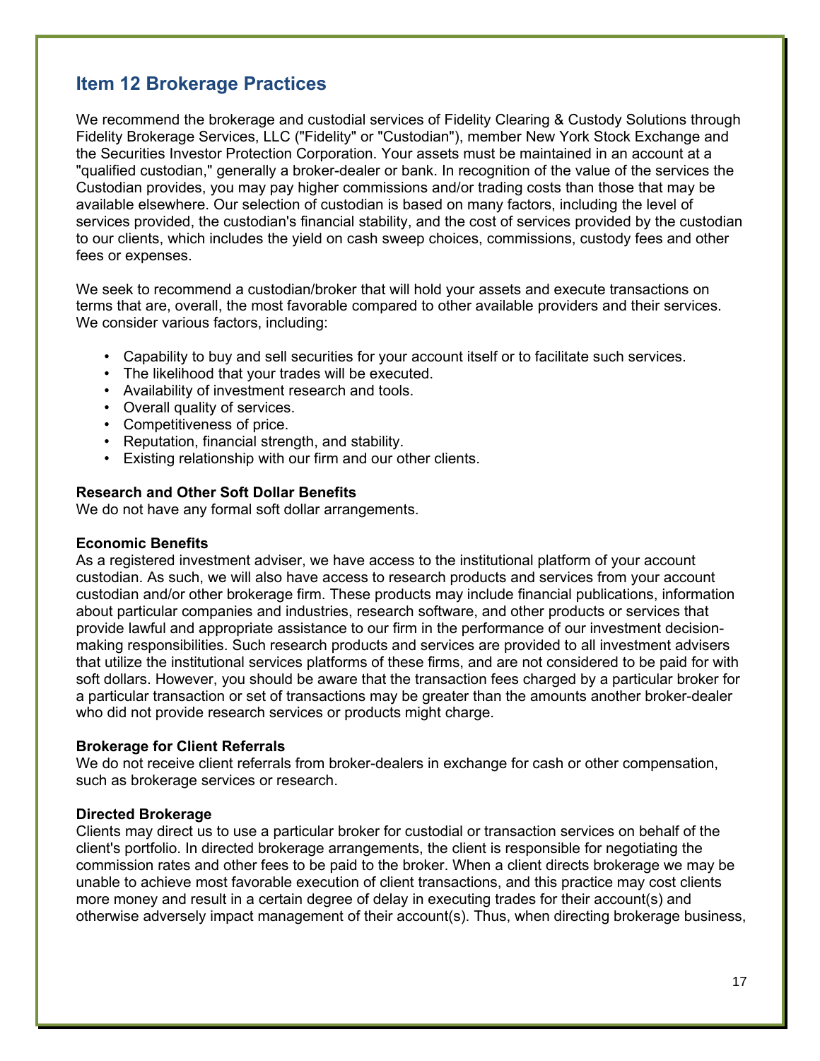## Item 12 Brokerage Practices

We recommend the brokerage and custodial services of Fidelity Clearing & Custody Solutions through Fidelity Brokerage Services, LLC ("Fidelity" or "Custodian"), member New York Stock Exchange and the Securities Investor Protection Corporation. Your assets must be maintained in an account at a "qualified custodian," generally a broker-dealer or bank. In recognition of the value of the services the Custodian provides, you may pay higher commissions and/or trading costs than those that may be available elsewhere. Our selection of custodian is based on many factors, including the level of services provided, the custodian's financial stability, and the cost of services provided by the custodian to our clients, which includes the yield on cash sweep choices, commissions, custody fees and other fees or expenses.

We seek to recommend a custodian/broker that will hold your assets and execute transactions on terms that are, overall, the most favorable compared to other available providers and their services. We consider various factors, including:

- Capability to buy and sell securities for your account itself or to facilitate such services.
- The likelihood that your trades will be executed.
- Availability of investment research and tools.
- Overall quality of services.
- Competitiveness of price.
- Reputation, financial strength, and stability.
- Existing relationship with our firm and our other clients.

**Research and Other Soft Dollar Benefits**
We do not have any formal soft dollar arrangements.

**Economic Benefits**
As a registered investment adviser, we have access to the institutional platform of your account custodian. As such, we will also have access to research products and services from your account custodian and/or other brokerage firm. These products may include financial publications, information about particular companies and industries, research software, and other products or services that provide lawful and appropriate assistance to our firm in the performance of our investment decision-making responsibilities. Such research products and services are provided to all investment advisers that utilize the institutional services platforms of these firms, and are not considered to be paid for with soft dollars. However, you should be aware that the transaction fees charged by a particular broker for a particular transaction or set of transactions may be greater than the amounts another broker-dealer who did not provide research services or products might charge.

**Brokerage for Client Referrals**
We do not receive client referrals from broker-dealers in exchange for cash or other compensation, such as brokerage services or research.

**Directed Brokerage**
Clients may direct us to use a particular broker for custodial or transaction services on behalf of the client's portfolio. In directed brokerage arrangements, the client is responsible for negotiating the commission rates and other fees to be paid to the broker. When a client directs brokerage we may be unable to achieve most favorable execution of client transactions, and this practice may cost clients more money and result in a certain degree of delay in executing trades for their account(s) and otherwise adversely impact management of their account(s). Thus, when directing brokerage business,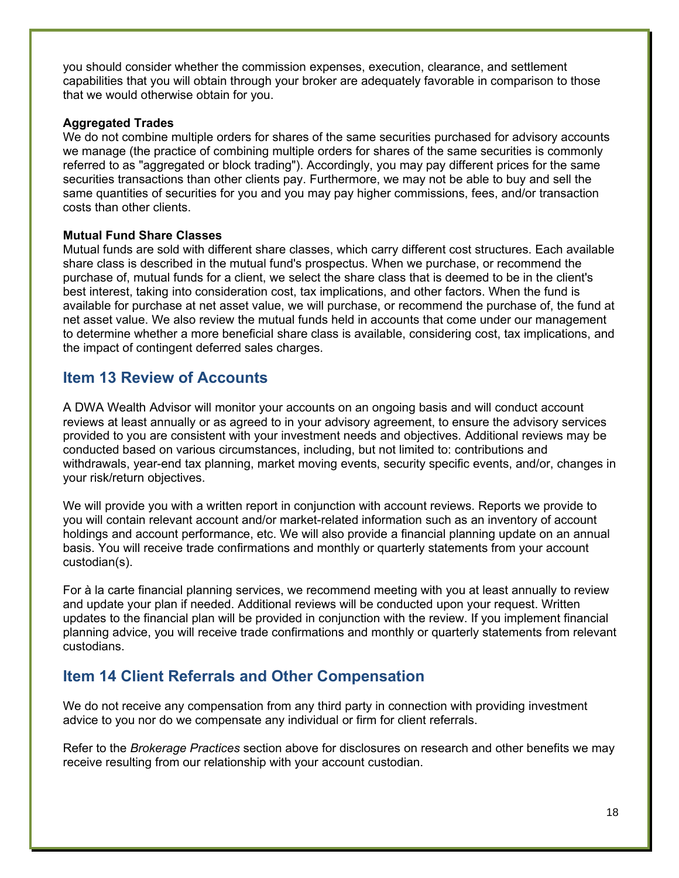you should consider whether the commission expenses, execution, clearance, and settlement capabilities that you will obtain through your broker are adequately favorable in comparison to those that we would otherwise obtain for you.

**Aggregated Trades**

We do not combine multiple orders for shares of the same securities purchased for advisory accounts we manage (the practice of combining multiple orders for shares of the same securities is commonly referred to as "aggregated or block trading"). Accordingly, you may pay different prices for the same securities transactions than other clients pay. Furthermore, we may not be able to buy and sell the same quantities of securities for you and you may pay higher commissions, fees, and/or transaction costs than other clients.

**Mutual Fund Share Classes**

Mutual funds are sold with different share classes, which carry different cost structures. Each available share class is described in the mutual fund's prospectus. When we purchase, or recommend the purchase of, mutual funds for a client, we select the share class that is deemed to be in the client's best interest, taking into consideration cost, tax implications, and other factors. When the fund is available for purchase at net asset value, we will purchase, or recommend the purchase of, the fund at net asset value. We also review the mutual funds held in accounts that come under our management to determine whether a more beneficial share class is available, considering cost, tax implications, and the impact of contingent deferred sales charges.

## Item 13 Review of Accounts

A DWA Wealth Advisor will monitor your accounts on an ongoing basis and will conduct account reviews at least annually or as agreed to in your advisory agreement, to ensure the advisory services provided to you are consistent with your investment needs and objectives. Additional reviews may be conducted based on various circumstances, including, but not limited to: contributions and withdrawals, year-end tax planning, market moving events, security specific events, and/or, changes in your risk/return objectives.

We will provide you with a written report in conjunction with account reviews. Reports we provide to you will contain relevant account and/or market-related information such as an inventory of account holdings and account performance, etc. We will also provide a financial planning update on an annual basis. You will receive trade confirmations and monthly or quarterly statements from your account custodian(s).

For à la carte financial planning services, we recommend meeting with you at least annually to review and update your plan if needed. Additional reviews will be conducted upon your request. Written updates to the financial plan will be provided in conjunction with the review. If you implement financial planning advice, you will receive trade confirmations and monthly or quarterly statements from relevant custodians.

## Item 14 Client Referrals and Other Compensation

We do not receive any compensation from any third party in connection with providing investment advice to you nor do we compensate any individual or firm for client referrals.

Refer to the *Brokerage Practices* section above for disclosures on research and other benefits we may receive resulting from our relationship with your account custodian.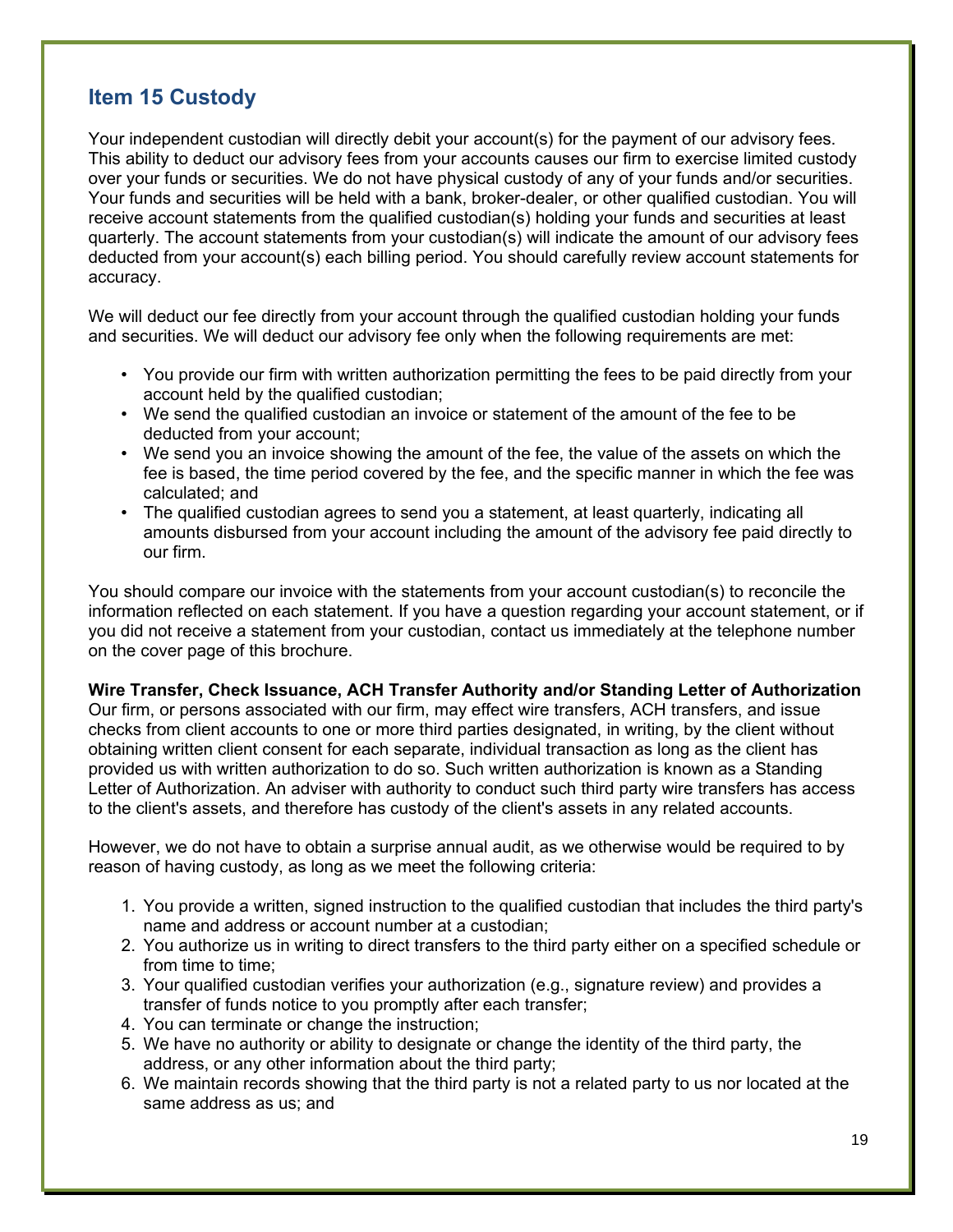## Item 15 Custody

Your independent custodian will directly debit your account(s) for the payment of our advisory fees. This ability to deduct our advisory fees from your accounts causes our firm to exercise limited custody over your funds or securities. We do not have physical custody of any of your funds and/or securities. Your funds and securities will be held with a bank, broker-dealer, or other qualified custodian. You will receive account statements from the qualified custodian(s) holding your funds and securities at least quarterly. The account statements from your custodian(s) will indicate the amount of our advisory fees deducted from your account(s) each billing period. You should carefully review account statements for accuracy.

We will deduct our fee directly from your account through the qualified custodian holding your funds and securities. We will deduct our advisory fee only when the following requirements are met:

- You provide our firm with written authorization permitting the fees to be paid directly from your account held by the qualified custodian;
- We send the qualified custodian an invoice or statement of the amount of the fee to be deducted from your account;
- We send you an invoice showing the amount of the fee, the value of the assets on which the fee is based, the time period covered by the fee, and the specific manner in which the fee was calculated; and
- The qualified custodian agrees to send you a statement, at least quarterly, indicating all amounts disbursed from your account including the amount of the advisory fee paid directly to our firm.

You should compare our invoice with the statements from your account custodian(s) to reconcile the information reflected on each statement. If you have a question regarding your account statement, or if you did not receive a statement from your custodian, contact us immediately at the telephone number on the cover page of this brochure.

**Wire Transfer, Check Issuance, ACH Transfer Authority and/or Standing Letter of Authorization**
Our firm, or persons associated with our firm, may effect wire transfers, ACH transfers, and issue checks from client accounts to one or more third parties designated, in writing, by the client without obtaining written client consent for each separate, individual transaction as long as the client has provided us with written authorization to do so. Such written authorization is known as a Standing Letter of Authorization. An adviser with authority to conduct such third party wire transfers has access to the client's assets, and therefore has custody of the client's assets in any related accounts.

However, we do not have to obtain a surprise annual audit, as we otherwise would be required to by reason of having custody, as long as we meet the following criteria:

1. You provide a written, signed instruction to the qualified custodian that includes the third party's name and address or account number at a custodian;
2. You authorize us in writing to direct transfers to the third party either on a specified schedule or from time to time;
3. Your qualified custodian verifies your authorization (e.g., signature review) and provides a transfer of funds notice to you promptly after each transfer;
4. You can terminate or change the instruction;
5. We have no authority or ability to designate or change the identity of the third party, the address, or any other information about the third party;
6. We maintain records showing that the third party is not a related party to us nor located at the same address as us; and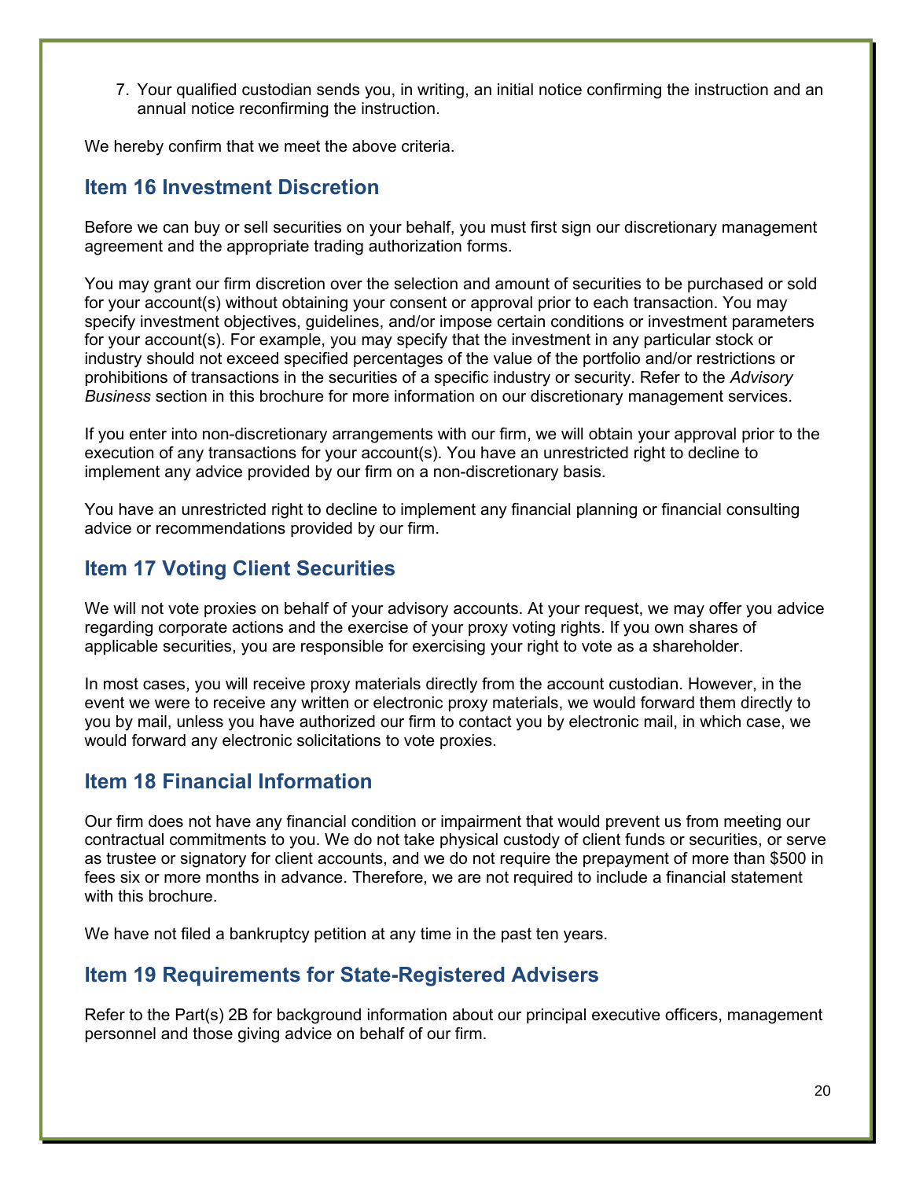7. Your qualified custodian sends you, in writing, an initial notice confirming the instruction and an annual notice reconfirming the instruction.

We hereby confirm that we meet the above criteria.

## Item 16 Investment Discretion

Before we can buy or sell securities on your behalf, you must first sign our discretionary management agreement and the appropriate trading authorization forms.

You may grant our firm discretion over the selection and amount of securities to be purchased or sold for your account(s) without obtaining your consent or approval prior to each transaction. You may specify investment objectives, guidelines, and/or impose certain conditions or investment parameters for your account(s). For example, you may specify that the investment in any particular stock or industry should not exceed specified percentages of the value of the portfolio and/or restrictions or prohibitions of transactions in the securities of a specific industry or security. Refer to the *Advisory Business* section in this brochure for more information on our discretionary management services.

If you enter into non-discretionary arrangements with our firm, we will obtain your approval prior to the execution of any transactions for your account(s). You have an unrestricted right to decline to implement any advice provided by our firm on a non-discretionary basis.

You have an unrestricted right to decline to implement any financial planning or financial consulting advice or recommendations provided by our firm.

## Item 17 Voting Client Securities

We will not vote proxies on behalf of your advisory accounts. At your request, we may offer you advice regarding corporate actions and the exercise of your proxy voting rights. If you own shares of applicable securities, you are responsible for exercising your right to vote as a shareholder.

In most cases, you will receive proxy materials directly from the account custodian. However, in the event we were to receive any written or electronic proxy materials, we would forward them directly to you by mail, unless you have authorized our firm to contact you by electronic mail, in which case, we would forward any electronic solicitations to vote proxies.

## Item 18 Financial Information

Our firm does not have any financial condition or impairment that would prevent us from meeting our contractual commitments to you. We do not take physical custody of client funds or securities, or serve as trustee or signatory for client accounts, and we do not require the prepayment of more than $500 in fees six or more months in advance. Therefore, we are not required to include a financial statement with this brochure.

We have not filed a bankruptcy petition at any time in the past ten years.

## Item 19 Requirements for State-Registered Advisers

Refer to the Part(s) 2B for background information about our principal executive officers, management personnel and those giving advice on behalf of our firm.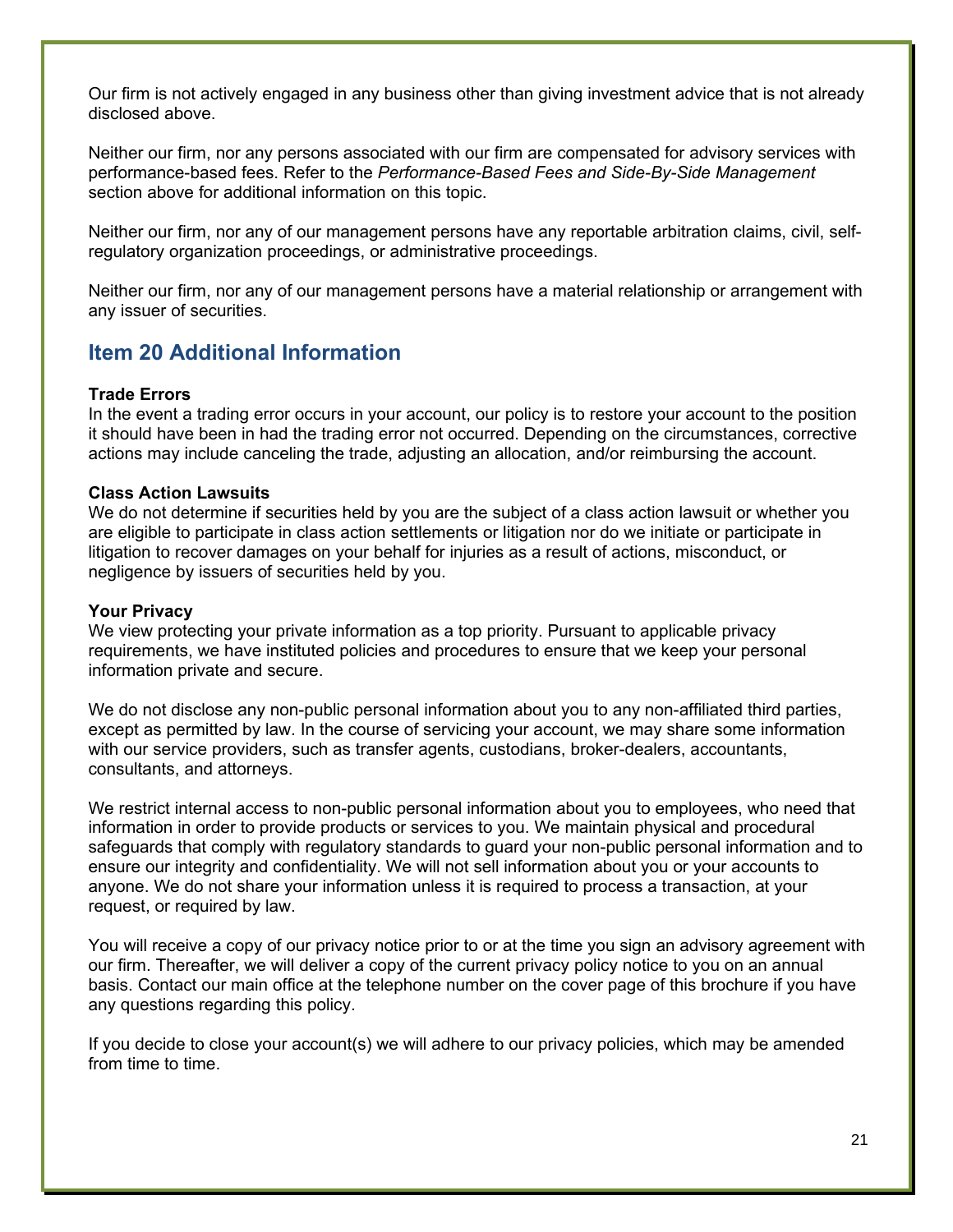Our firm is not actively engaged in any business other than giving investment advice that is not already disclosed above.

Neither our firm, nor any persons associated with our firm are compensated for advisory services with performance-based fees. Refer to the *Performance-Based Fees and Side-By-Side Management* section above for additional information on this topic.

Neither our firm, nor any of our management persons have any reportable arbitration claims, civil, self-regulatory organization proceedings, or administrative proceedings.

Neither our firm, nor any of our management persons have a material relationship or arrangement with any issuer of securities.

## Item 20 Additional Information

**Trade Errors**
In the event a trading error occurs in your account, our policy is to restore your account to the position it should have been in had the trading error not occurred. Depending on the circumstances, corrective actions may include canceling the trade, adjusting an allocation, and/or reimbursing the account.

**Class Action Lawsuits**
We do not determine if securities held by you are the subject of a class action lawsuit or whether you are eligible to participate in class action settlements or litigation nor do we initiate or participate in litigation to recover damages on your behalf for injuries as a result of actions, misconduct, or negligence by issuers of securities held by you.

**Your Privacy**
We view protecting your private information as a top priority. Pursuant to applicable privacy requirements, we have instituted policies and procedures to ensure that we keep your personal information private and secure.

We do not disclose any non-public personal information about you to any non-affiliated third parties, except as permitted by law. In the course of servicing your account, we may share some information with our service providers, such as transfer agents, custodians, broker-dealers, accountants, consultants, and attorneys.

We restrict internal access to non-public personal information about you to employees, who need that information in order to provide products or services to you. We maintain physical and procedural safeguards that comply with regulatory standards to guard your non-public personal information and to ensure our integrity and confidentiality. We will not sell information about you or your accounts to anyone. We do not share your information unless it is required to process a transaction, at your request, or required by law.

You will receive a copy of our privacy notice prior to or at the time you sign an advisory agreement with our firm. Thereafter, we will deliver a copy of the current privacy policy notice to you on an annual basis. Contact our main office at the telephone number on the cover page of this brochure if you have any questions regarding this policy.

If you decide to close your account(s) we will adhere to our privacy policies, which may be amended from time to time.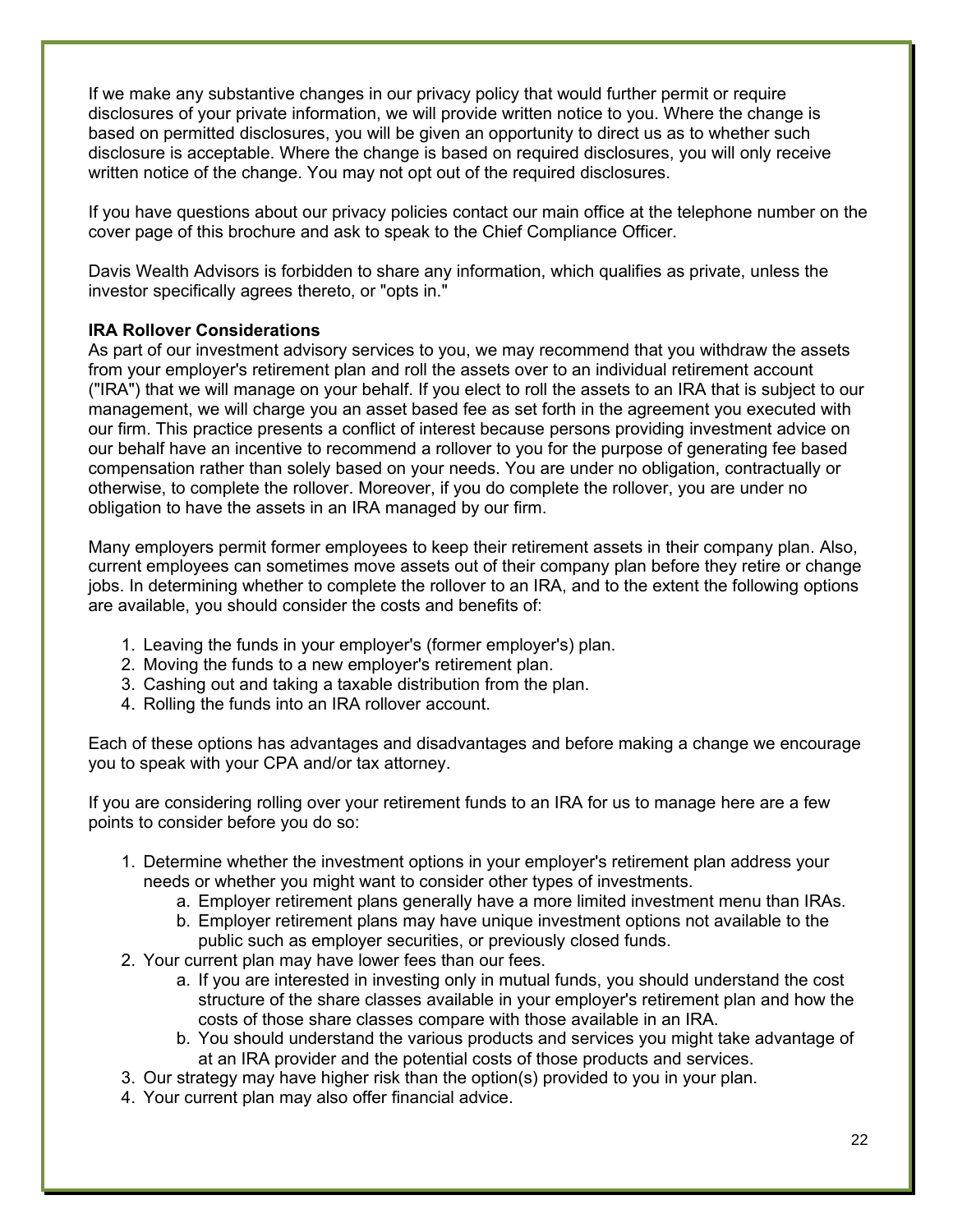If we make any substantive changes in our privacy policy that would further permit or require disclosures of your private information, we will provide written notice to you. Where the change is based on permitted disclosures, you will be given an opportunity to direct us as to whether such disclosure is acceptable. Where the change is based on required disclosures, you will only receive written notice of the change. You may not opt out of the required disclosures.

If you have questions about our privacy policies contact our main office at the telephone number on the cover page of this brochure and ask to speak to the Chief Compliance Officer.

Davis Wealth Advisors is forbidden to share any information, which qualifies as private, unless the investor specifically agrees thereto, or "opts in."

**IRA Rollover Considerations**

As part of our investment advisory services to you, we may recommend that you withdraw the assets from your employer's retirement plan and roll the assets over to an individual retirement account ("IRA") that we will manage on your behalf. If you elect to roll the assets to an IRA that is subject to our management, we will charge you an asset based fee as set forth in the agreement you executed with our firm. This practice presents a conflict of interest because persons providing investment advice on our behalf have an incentive to recommend a rollover to you for the purpose of generating fee based compensation rather than solely based on your needs. You are under no obligation, contractually or otherwise, to complete the rollover. Moreover, if you do complete the rollover, you are under no obligation to have the assets in an IRA managed by our firm.

Many employers permit former employees to keep their retirement assets in their company plan. Also, current employees can sometimes move assets out of their company plan before they retire or change jobs. In determining whether to complete the rollover to an IRA, and to the extent the following options are available, you should consider the costs and benefits of:

1. Leaving the funds in your employer's (former employer's) plan.
2. Moving the funds to a new employer's retirement plan.
3. Cashing out and taking a taxable distribution from the plan.
4. Rolling the funds into an IRA rollover account.

Each of these options has advantages and disadvantages and before making a change we encourage you to speak with your CPA and/or tax attorney.

If you are considering rolling over your retirement funds to an IRA for us to manage here are a few points to consider before you do so:

1. Determine whether the investment options in your employer's retirement plan address your needs or whether you might want to consider other types of investments.
    a. Employer retirement plans generally have a more limited investment menu than IRAs.
    b. Employer retirement plans may have unique investment options not available to the public such as employer securities, or previously closed funds.
2. Your current plan may have lower fees than our fees.
    a. If you are interested in investing only in mutual funds, you should understand the cost structure of the share classes available in your employer's retirement plan and how the costs of those share classes compare with those available in an IRA.
    b. You should understand the various products and services you might take advantage of at an IRA provider and the potential costs of those products and services.
3. Our strategy may have higher risk than the option(s) provided to you in your plan.
4. Your current plan may also offer financial advice.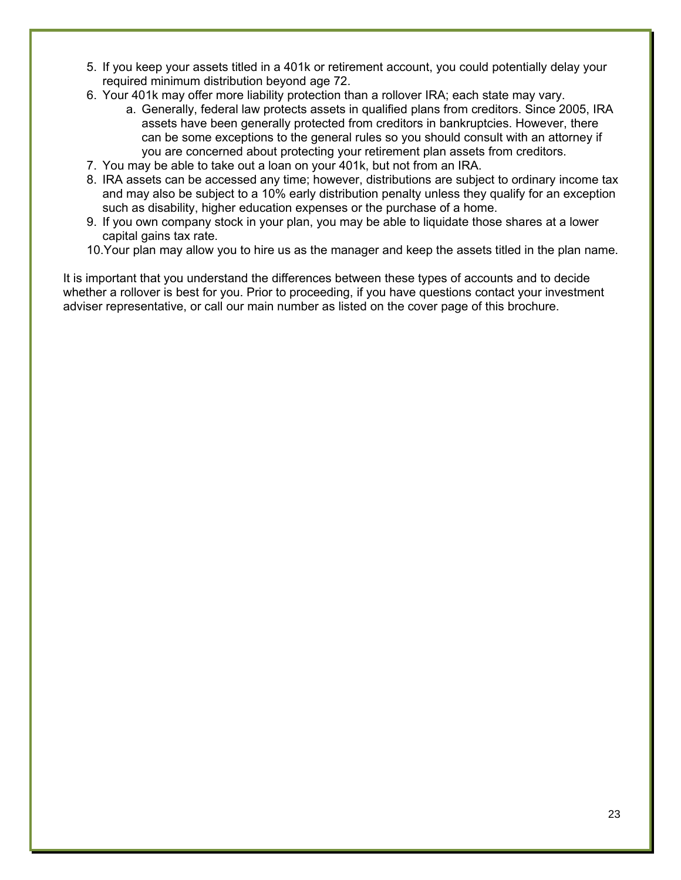5. If you keep your assets titled in a 401k or retirement account, you could potentially delay your required minimum distribution beyond age 72.
6. Your 401k may offer more liability protection than a rollover IRA; each state may vary.
    a. Generally, federal law protects assets in qualified plans from creditors. Since 2005, IRA assets have been generally protected from creditors in bankruptcies. However, there can be some exceptions to the general rules so you should consult with an attorney if you are concerned about protecting your retirement plan assets from creditors.
7. You may be able to take out a loan on your 401k, but not from an IRA.
8. IRA assets can be accessed any time; however, distributions are subject to ordinary income tax and may also be subject to a 10% early distribution penalty unless they qualify for an exception such as disability, higher education expenses or the purchase of a home.
9. If you own company stock in your plan, you may be able to liquidate those shares at a lower capital gains tax rate.
10. Your plan may allow you to hire us as the manager and keep the assets titled in the plan name.

It is important that you understand the differences between these types of accounts and to decide whether a rollover is best for you. Prior to proceeding, if you have questions contact your investment adviser representative, or call our main number as listed on the cover page of this brochure.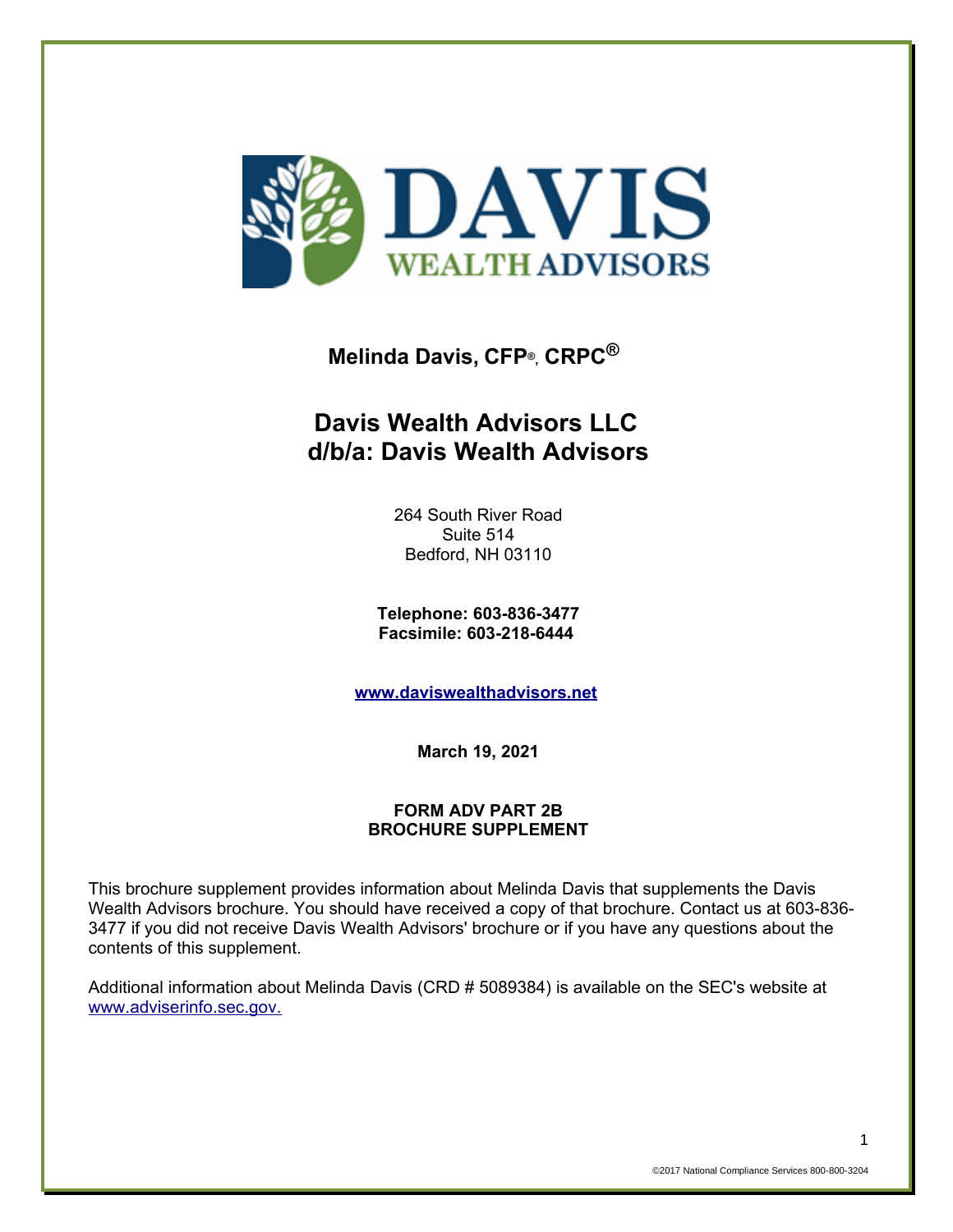**Melinda Davis, CFP®, CRPC®**

# Davis Wealth Advisors LLC
# d/b/a: Davis Wealth Advisors

264 South River Road
Suite 514
Bedford, NH 03110

**Telephone: 603-836-3477**
**Facsimile: 603-218-6444**

**www.daviswealthadvisors.net**

**March 19, 2021**

**FORM ADV PART 2B**
**BROCHURE SUPPLEMENT**

This brochure supplement provides information about Melinda Davis that supplements the Davis Wealth Advisors brochure. You should have received a copy of that brochure. Contact us at 603-836-3477 if you did not receive Davis Wealth Advisors' brochure or if you have any questions about the contents of this supplement.

Additional information about Melinda Davis (CRD # 5089384) is available on the SEC's website at www.adviserinfo.sec.gov.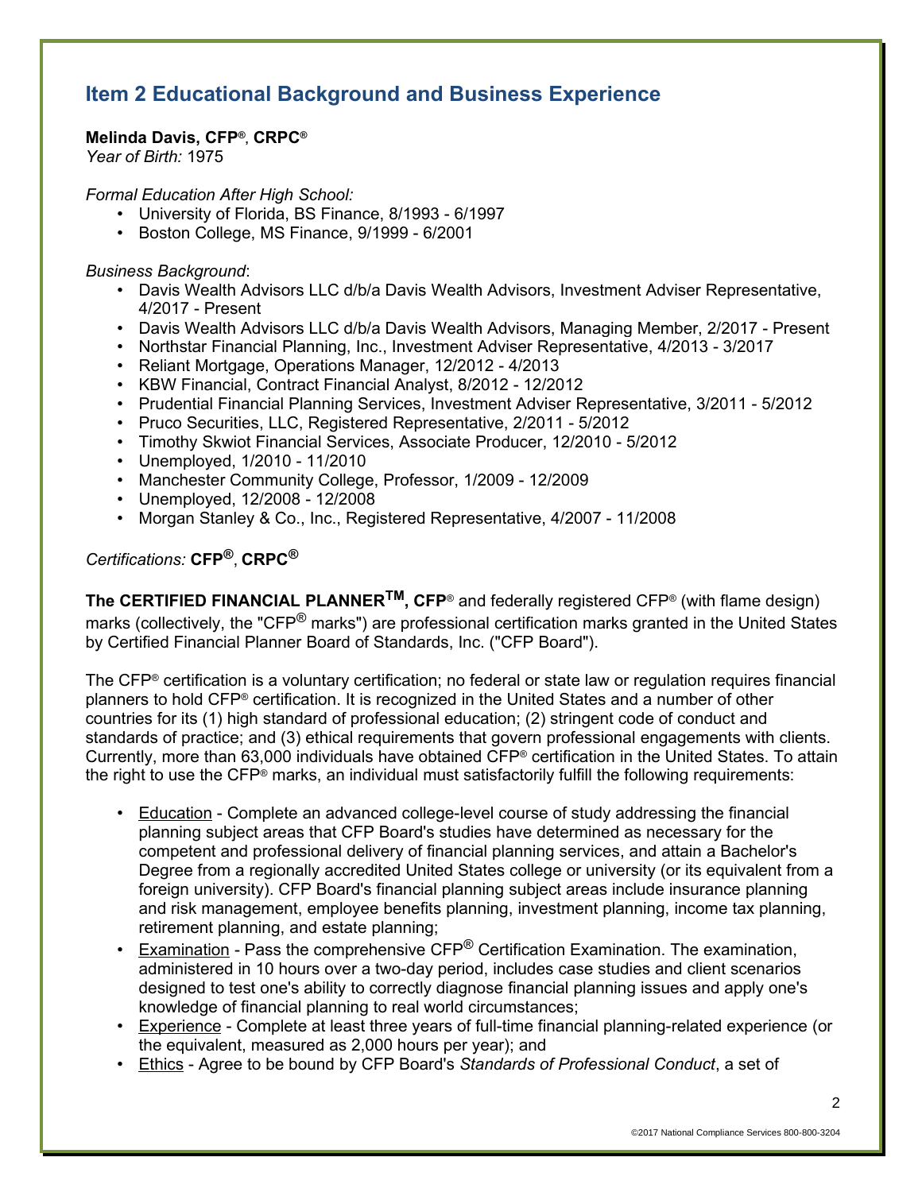## Item 2 Educational Background and Business Experience

**Melinda Davis, CFP®, CRPC®**
*Year of Birth:* 1975

*Formal Education After High School:*

- University of Florida, BS Finance, 8/1993 - 6/1997
- Boston College, MS Finance, 9/1999 - 6/2001

*Business Background*:

- Davis Wealth Advisors LLC d/b/a Davis Wealth Advisors, Investment Adviser Representative, 4/2017 - Present
- Davis Wealth Advisors LLC d/b/a Davis Wealth Advisors, Managing Member, 2/2017 - Present
- Northstar Financial Planning, Inc., Investment Adviser Representative, 4/2013 - 3/2017
- Reliant Mortgage, Operations Manager, 12/2012 - 4/2013
- KBW Financial, Contract Financial Analyst, 8/2012 - 12/2012
- Prudential Financial Planning Services, Investment Adviser Representative, 3/2011 - 5/2012
- Pruco Securities, LLC, Registered Representative, 2/2011 - 5/2012
- Timothy Skwiot Financial Services, Associate Producer, 12/2010 - 5/2012
- Unemployed, 1/2010 - 11/2010
- Manchester Community College, Professor, 1/2009 - 12/2009
- Unemployed, 12/2008 - 12/2008
- Morgan Stanley & Co., Inc., Registered Representative, 4/2007 - 11/2008

*Certifications:* **CFP®**, **CRPC®**

**The CERTIFIED FINANCIAL PLANNER™, CFP®** and federally registered CFP® (with flame design) marks (collectively, the "CFP® marks") are professional certification marks granted in the United States by Certified Financial Planner Board of Standards, Inc. ("CFP Board").

The CFP® certification is a voluntary certification; no federal or state law or regulation requires financial planners to hold CFP® certification. It is recognized in the United States and a number of other countries for its (1) high standard of professional education; (2) stringent code of conduct and standards of practice; and (3) ethical requirements that govern professional engagements with clients. Currently, more than 63,000 individuals have obtained CFP® certification in the United States. To attain the right to use the CFP® marks, an individual must satisfactorily fulfill the following requirements:

- Education - Complete an advanced college-level course of study addressing the financial planning subject areas that CFP Board's studies have determined as necessary for the competent and professional delivery of financial planning services, and attain a Bachelor's Degree from a regionally accredited United States college or university (or its equivalent from a foreign university). CFP Board's financial planning subject areas include insurance planning and risk management, employee benefits planning, investment planning, income tax planning, retirement planning, and estate planning;
- Examination - Pass the comprehensive CFP® Certification Examination. The examination, administered in 10 hours over a two-day period, includes case studies and client scenarios designed to test one's ability to correctly diagnose financial planning issues and apply one's knowledge of financial planning to real world circumstances;
- Experience - Complete at least three years of full-time financial planning-related experience (or the equivalent, measured as 2,000 hours per year); and
- Ethics - Agree to be bound by CFP Board's *Standards of Professional Conduct*, a set of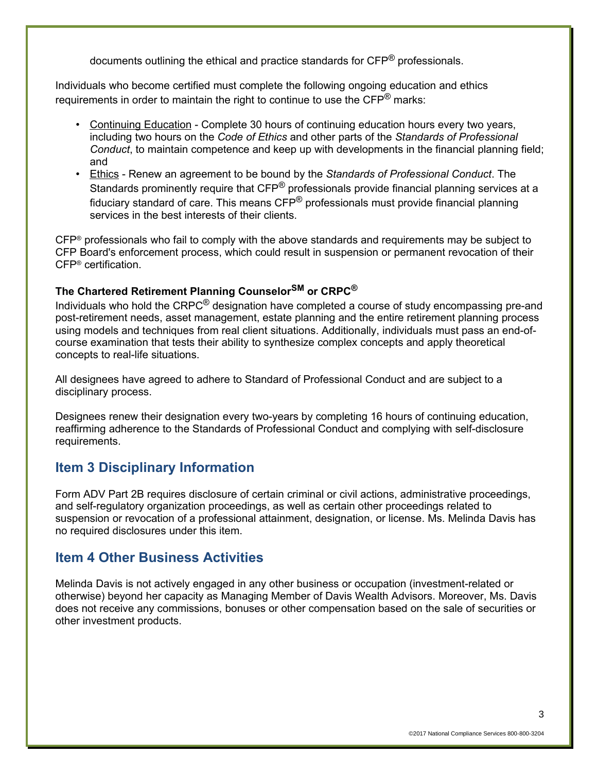documents outlining the ethical and practice standards for CFP® professionals.

Individuals who become certified must complete the following ongoing education and ethics requirements in order to maintain the right to continue to use the CFP® marks:

- Continuing Education - Complete 30 hours of continuing education hours every two years, including two hours on the *Code of Ethics* and other parts of the *Standards of Professional Conduct*, to maintain competence and keep up with developments in the financial planning field; and
- Ethics - Renew an agreement to be bound by the *Standards of Professional Conduct*. The Standards prominently require that CFP® professionals provide financial planning services at a fiduciary standard of care. This means CFP® professionals must provide financial planning services in the best interests of their clients.

CFP® professionals who fail to comply with the above standards and requirements may be subject to CFP Board's enforcement process, which could result in suspension or permanent revocation of their CFP® certification.

**The Chartered Retirement Planning Counselor℠ or CRPC®**

Individuals who hold the CRPC® designation have completed a course of study encompassing pre-and post-retirement needs, asset management, estate planning and the entire retirement planning process using models and techniques from real client situations. Additionally, individuals must pass an end-of-course examination that tests their ability to synthesize complex concepts and apply theoretical concepts to real-life situations.

All designees have agreed to adhere to Standard of Professional Conduct and are subject to a disciplinary process.

Designees renew their designation every two-years by completing 16 hours of continuing education, reaffirming adherence to the Standards of Professional Conduct and complying with self-disclosure requirements.

## Item 3 Disciplinary Information

Form ADV Part 2B requires disclosure of certain criminal or civil actions, administrative proceedings, and self-regulatory organization proceedings, as well as certain other proceedings related to suspension or revocation of a professional attainment, designation, or license. Ms. Melinda Davis has no required disclosures under this item.

## Item 4 Other Business Activities

Melinda Davis is not actively engaged in any other business or occupation (investment-related or otherwise) beyond her capacity as Managing Member of Davis Wealth Advisors. Moreover, Ms. Davis does not receive any commissions, bonuses or other compensation based on the sale of securities or other investment products.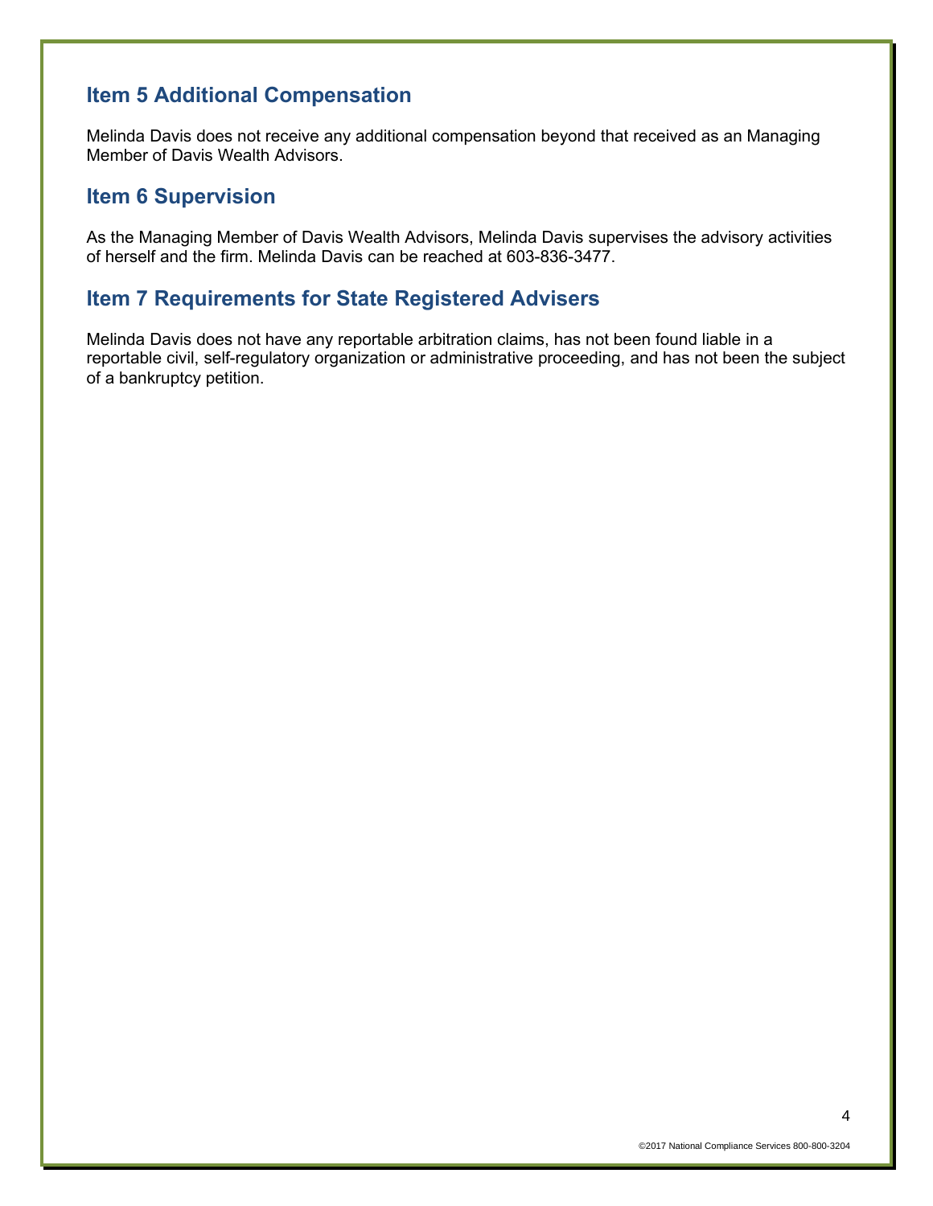## Item 5 Additional Compensation

Melinda Davis does not receive any additional compensation beyond that received as an Managing Member of Davis Wealth Advisors.

## Item 6 Supervision

As the Managing Member of Davis Wealth Advisors, Melinda Davis supervises the advisory activities of herself and the firm. Melinda Davis can be reached at 603-836-3477.

## Item 7 Requirements for State Registered Advisers

Melinda Davis does not have any reportable arbitration claims, has not been found liable in a reportable civil, self-regulatory organization or administrative proceeding, and has not been the subject of a bankruptcy petition.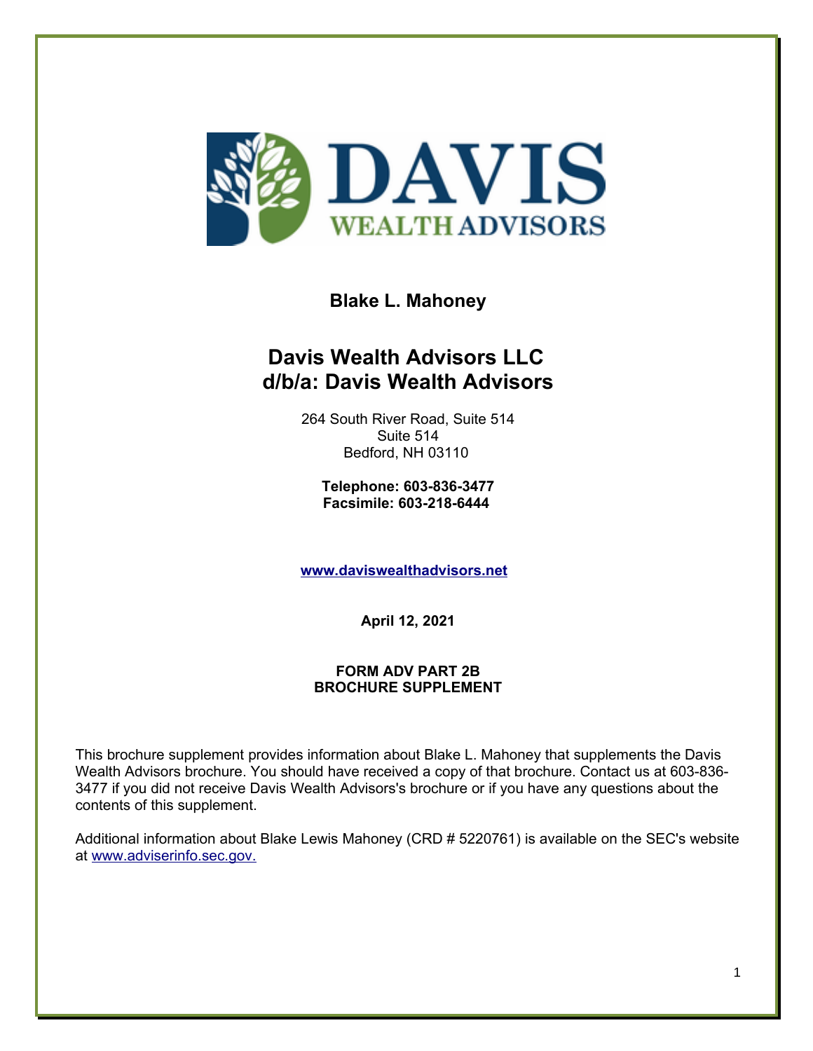**Blake L. Mahoney**

## Davis Wealth Advisors LLC
## d/b/a: Davis Wealth Advisors

264 South River Road, Suite 514
Suite 514
Bedford, NH 03110

**Telephone: 603-836-3477**
**Facsimile: 603-218-6444**

**www.daviswealthadvisors.net**

**April 12, 2021**

**FORM ADV PART 2B**
**BROCHURE SUPPLEMENT**

This brochure supplement provides information about Blake L. Mahoney that supplements the Davis Wealth Advisors brochure. You should have received a copy of that brochure. Contact us at 603-836-3477 if you did not receive Davis Wealth Advisors's brochure or if you have any questions about the contents of this supplement.

Additional information about Blake Lewis Mahoney (CRD # 5220761) is available on the SEC's website at www.adviserinfo.sec.gov.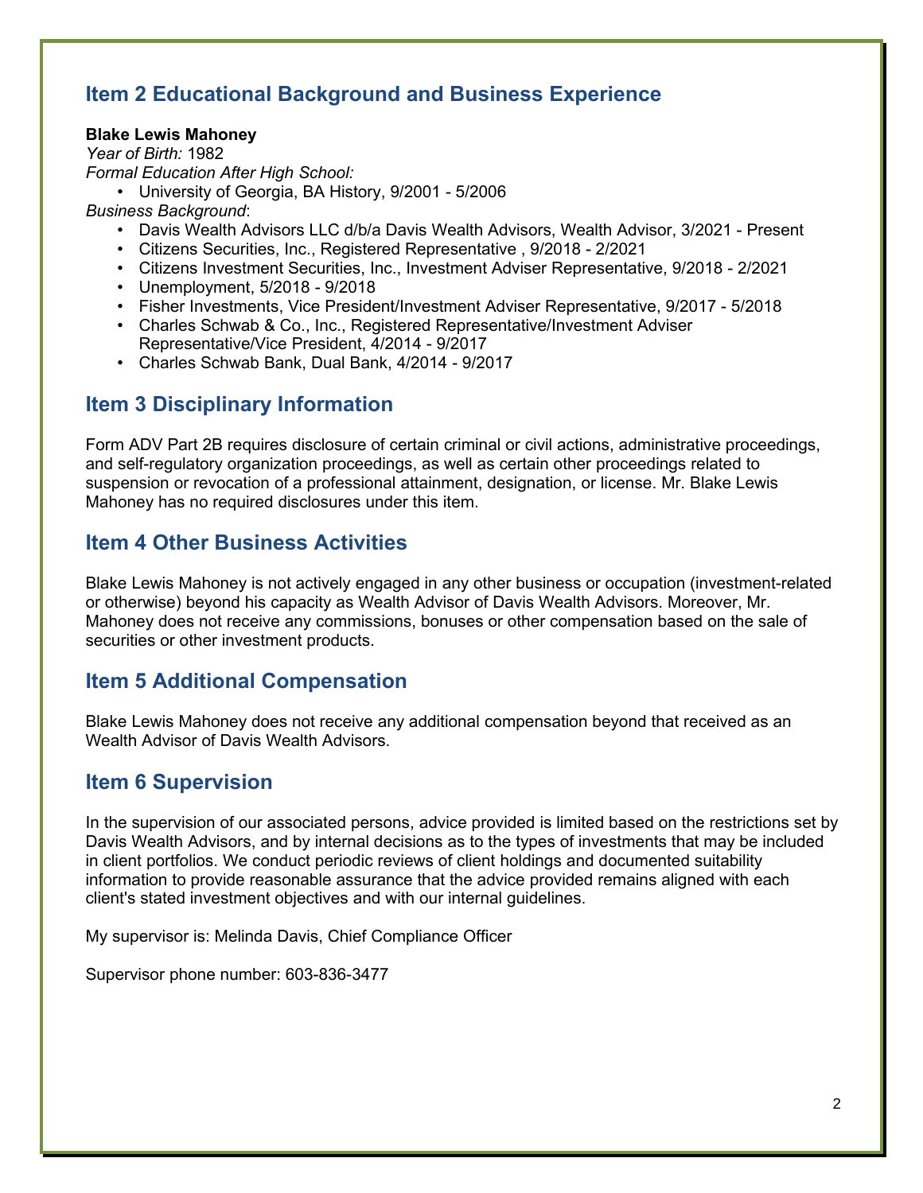## Item 2 Educational Background and Business Experience

**Blake Lewis Mahoney**

*Year of Birth:* 1982

*Formal Education After High School:*

- University of Georgia, BA History, 9/2001 - 5/2006

*Business Background*:

- Davis Wealth Advisors LLC d/b/a Davis Wealth Advisors, Wealth Advisor, 3/2021 - Present
- Citizens Securities, Inc., Registered Representative , 9/2018 - 2/2021
- Citizens Investment Securities, Inc., Investment Adviser Representative, 9/2018 - 2/2021
- Unemployment, 5/2018 - 9/2018
- Fisher Investments, Vice President/Investment Adviser Representative, 9/2017 - 5/2018
- Charles Schwab & Co., Inc., Registered Representative/Investment Adviser Representative/Vice President, 4/2014 - 9/2017
- Charles Schwab Bank, Dual Bank, 4/2014 - 9/2017

## Item 3 Disciplinary Information

Form ADV Part 2B requires disclosure of certain criminal or civil actions, administrative proceedings, and self-regulatory organization proceedings, as well as certain other proceedings related to suspension or revocation of a professional attainment, designation, or license. Mr. Blake Lewis Mahoney has no required disclosures under this item.

## Item 4 Other Business Activities

Blake Lewis Mahoney is not actively engaged in any other business or occupation (investment-related or otherwise) beyond his capacity as Wealth Advisor of Davis Wealth Advisors. Moreover, Mr. Mahoney does not receive any commissions, bonuses or other compensation based on the sale of securities or other investment products.

## Item 5 Additional Compensation

Blake Lewis Mahoney does not receive any additional compensation beyond that received as an Wealth Advisor of Davis Wealth Advisors.

## Item 6 Supervision

In the supervision of our associated persons, advice provided is limited based on the restrictions set by Davis Wealth Advisors, and by internal decisions as to the types of investments that may be included in client portfolios. We conduct periodic reviews of client holdings and documented suitability information to provide reasonable assurance that the advice provided remains aligned with each client's stated investment objectives and with our internal guidelines.

My supervisor is: Melinda Davis, Chief Compliance Officer

Supervisor phone number: 603-836-3477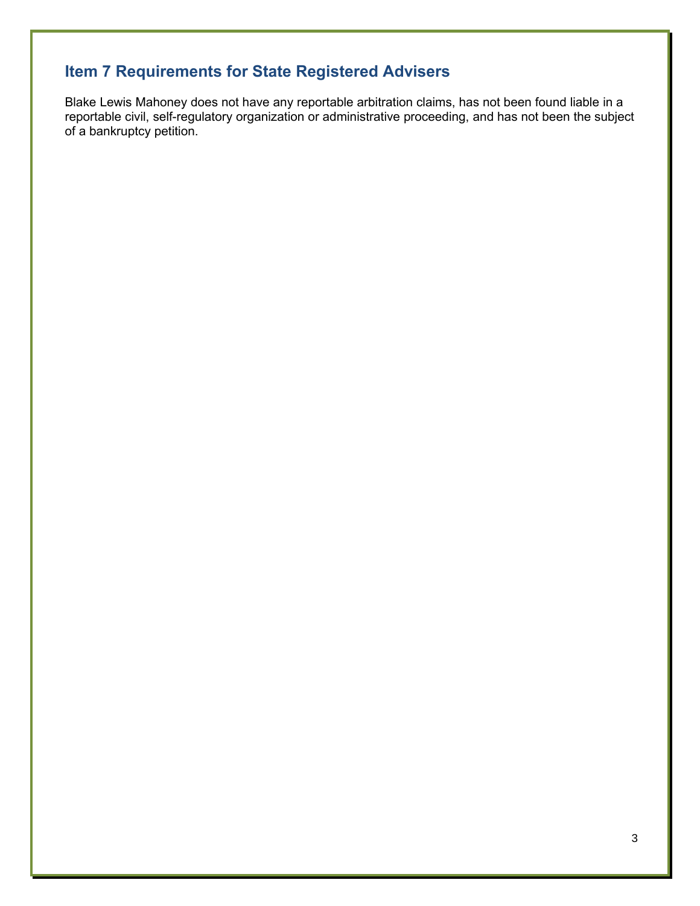## Item 7 Requirements for State Registered Advisers

Blake Lewis Mahoney does not have any reportable arbitration claims, has not been found liable in a reportable civil, self-regulatory organization or administrative proceeding, and has not been the subject of a bankruptcy petition.